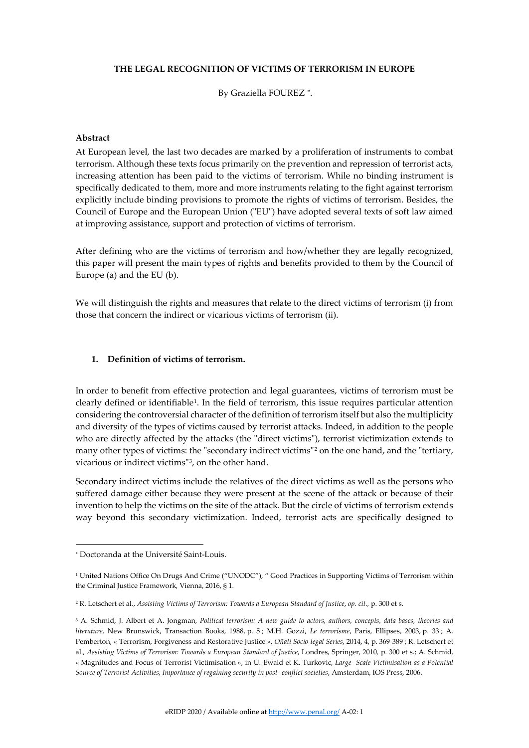**THE LEGAL RECOGNITION OF VICTIMS OF TERRORISM IN EUROPE**

By Graziella FOUREZ [*].

**Abstract**

At European level, the last two decades are marked by a proliferation of instruments to combat terrorism. Although these texts focus primarily on the prevention and repression of terrorist acts, increasing attention has been paid to the victims of terrorism. While no binding instrument is specifically dedicated to them, more and more instruments relating to the fight against terrorism explicitly include binding provisions to promote the rights of victims of terrorism. Besides, the Council of Europe and the European Union ("EU") have adopted several texts of soft law aimed at improving assistance, support and protection of victims of terrorism.

After defining who are the victims of terrorism and how/whether they are legally recognized, this paper will present the main types of rights and benefits provided to them by the Council of Europe (a) and the EU (b).

We will distinguish the rights and measures that relate to the direct victims of terrorism (i) from those that concern the indirect or vicarious victims of terrorism (ii).

## 1. Definition of victims of terrorism.

In order to benefit from effective protection and legal guarantees, victims of terrorism must be clearly defined or identifiable[1]. In the field of terrorism, this issue requires particular attention considering the controversial character of the definition of terrorism itself but also the multiplicity and diversity of the types of victims caused by terrorist attacks. Indeed, in addition to the people who are directly affected by the attacks (the "direct victims"), terrorist victimization extends to many other types of victims: the "secondary indirect victims"[2] on the one hand, and the "tertiary, vicarious or indirect victims"[3], on the other hand.

Secondary indirect victims include the relatives of the direct victims as well as the persons who suffered damage either because they were present at the scene of the attack or because of their invention to help the victims on the site of the attack. But the circle of victims of terrorism extends way beyond this secondary victimization. Indeed, terrorist acts are specifically designed to

---

[*] Doctoranda at the Université Saint-Louis.

[1] United Nations Office On Drugs And Crime ("UNODC"), " Good Practices in Supporting Victims of Terrorism within the Criminal Justice Framework, Vienna, 2016, § 1.

[2] R. Letschert et al., *Assisting Victims of Terrorism: Towards a European Standard of Justice*, *op. cit.,* p. 300 et s.

[3] A. Schmid, J. Albert et A. Jongman, *Political terrorism: A new guide to actors, authors, concepts, data bases, theories and literature*, New Brunswick, Transaction Books, 1988, p. 5 ; M.H. Gozzi, *Le terrorisme*, Paris, Ellipses, 2003, p. 33 ; A. Pemberton, « Terrorism, Forgiveness and Restorative Justice », *Oñati Socio-legal Series*, 2014, 4, p. 369-389 ; R. Letschert et al., *Assisting Victims of Terrorism: Towards a European Standard of Justice*, Londres, Springer, 2010, p. 300 et s.; A. Schmid, « Magnitudes and Focus of Terrorist Victimisation », in U. Ewald et K. Turkovic, *Large- Scale Victimisation as a Potential Source of Terrorist Activities, Importance of regaining security in post- conflict societies*, Amsterdam, IOS Press, 2006.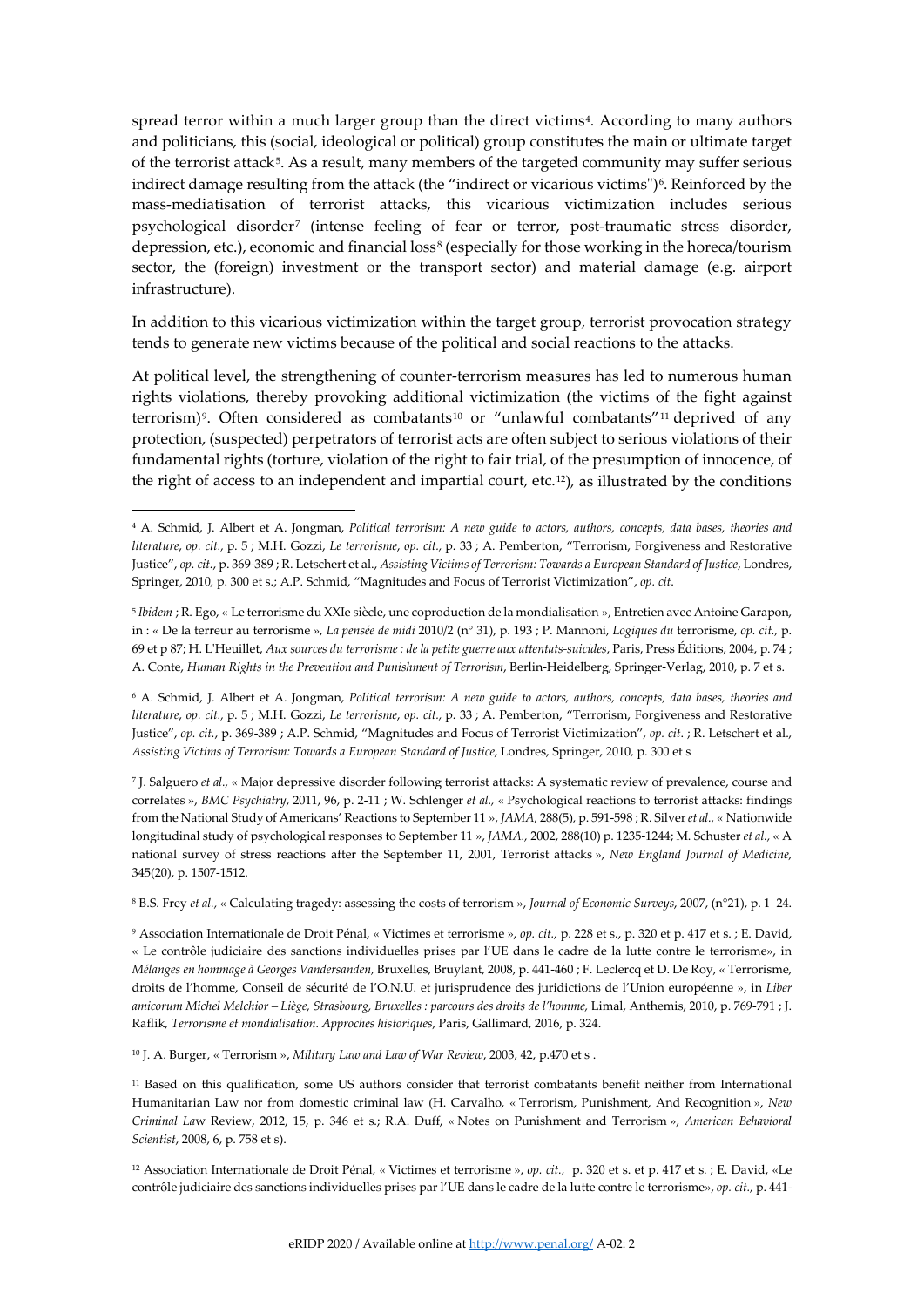spread terror within a much larger group than the direct victims[4]. According to many authors and politicians, this (social, ideological or political) group constitutes the main or ultimate target of the terrorist attack[5]. As a result, many members of the targeted community may suffer serious indirect damage resulting from the attack (the "indirect or vicarious victims")[6]. Reinforced by the mass-mediatisation of terrorist attacks, this vicarious victimization includes serious psychological disorder[7] (intense feeling of fear or terror, post-traumatic stress disorder, depression, etc.), economic and financial loss[8] (especially for those working in the horeca/tourism sector, the (foreign) investment or the transport sector) and material damage (e.g. airport infrastructure).

In addition to this vicarious victimization within the target group, terrorist provocation strategy tends to generate new victims because of the political and social reactions to the attacks.

At political level, the strengthening of counter-terrorism measures has led to numerous human rights violations, thereby provoking additional victimization (the victims of the fight against terrorism)[9]. Often considered as combatants[10] or "unlawful combatants"[11] deprived of any protection, (suspected) perpetrators of terrorist acts are often subject to serious violations of their fundamental rights (torture, violation of the right to fair trial, of the presumption of innocence, of the right of access to an independent and impartial court, etc.[12]), as illustrated by the conditions

---

[4] A. Schmid, J. Albert et A. Jongman, *Political terrorism: A new guide to actors, authors, concepts, data bases, theories and literature*, *op. cit.*, p. 5 ; M.H. Gozzi, *Le terrorisme*, *op. cit.*, p. 33 ; A. Pemberton, "Terrorism, Forgiveness and Restorative Justice", *op. cit.*, p. 369-389 ; R. Letschert et al., *Assisting Victims of Terrorism: Towards a European Standard of Justice*, Londres, Springer, 2010, p. 300 et s.; A.P. Schmid, "Magnitudes and Focus of Terrorist Victimization", *op. cit.*

[5] *Ibidem* ; R. Ego, « Le terrorisme du XXIe siècle, une coproduction de la mondialisation », Entretien avec Antoine Garapon, in : « De la terreur au terrorisme », *La pensée de midi* 2010/2 (n° 31), p. 193 ; P. Mannoni, *Logiques du* terrorisme, *op. cit.*, p. 69 et p 87; H. L'Heuillet, *Aux sources du terrorisme : de la petite guerre aux attentats-suicides*, Paris, Press Éditions, 2004, p. 74 ; A. Conte, *Human Rights in the Prevention and Punishment of Terrorism*, Berlin-Heidelberg, Springer-Verlag, 2010, p. 7 et s.

[6] A. Schmid, J. Albert et A. Jongman, *Political terrorism: A new guide to actors, authors, concepts, data bases, theories and literature*, *op. cit.*, p. 5 ; M.H. Gozzi, *Le terrorisme*, *op. cit.*, p. 33 ; A. Pemberton, "Terrorism, Forgiveness and Restorative Justice", *op. cit.*, p. 369-389 ; A.P. Schmid, "Magnitudes and Focus of Terrorist Victimization", *op. cit.* ; R. Letschert et al., *Assisting Victims of Terrorism: Towards a European Standard of Justice*, Londres, Springer, 2010, p. 300 et s

[7] J. Salguero *et al.*, « Major depressive disorder following terrorist attacks: A systematic review of prevalence, course and correlates », *BMC Psychiatry*, 2011, 96, p. 2-11 ; W. Schlenger *et al.*, « Psychological reactions to terrorist attacks: findings from the National Study of Americans' Reactions to September 11 », *JAMA*, 288(5), p. 591-598 ; R. Silver *et al.*, « Nationwide longitudinal study of psychological responses to September 11 », *JAMA.*, 2002, 288(10) p. 1235-1244; M. Schuster *et al.*, « A national survey of stress reactions after the September 11, 2001, Terrorist attacks », *New England Journal of Medicine*, 345(20), p. 1507-1512.

[8] B.S. Frey *et al.*, « Calculating tragedy: assessing the costs of terrorism », *Journal of Economic Surveys*, 2007, (n°21), p. 1–24.

[9] Association Internationale de Droit Pénal, « Victimes et terrorisme », *op. cit.*, p. 228 et s., p. 320 et p. 417 et s. ; E. David, « Le contrôle judiciaire des sanctions individuelles prises par l'UE dans le cadre de la lutte contre le terrorisme», in *Mélanges en hommage à Georges Vandersanden*, Bruxelles, Bruylant, 2008, p. 441-460 ; F. Leclercq et D. De Roy, « Terrorisme, droits de l'homme, Conseil de sécurité de l'O.N.U. et jurisprudence des juridictions de l'Union européenne », in *Liber amicorum Michel Melchior – Liège, Strasbourg, Bruxelles : parcours des droits de l'homme,* Limal, Anthemis, 2010, p. 769-791 ; J. Raflik, *Terrorisme et mondialisation. Approches historiques*, Paris, Gallimard, 2016, p. 324.

[10] J. A. Burger, « Terrorism », *Military Law and Law of War Review*, 2003, 42, p.470 et s .

[11] Based on this qualification, some US authors consider that terrorist combatants benefit neither from International Humanitarian Law nor from domestic criminal law (H. Carvalho, « Terrorism, Punishment, And Recognition », *New Criminal Law* Review, 2012, 15, p. 346 et s.; R.A. Duff, « Notes on Punishment and Terrorism », *American Behavioral Scientist*, 2008, 6, p. 758 et s).

[12] Association Internationale de Droit Pénal, « Victimes et terrorisme », *op. cit.*, p. 320 et s. et p. 417 et s. ; E. David, «Le contrôle judiciaire des sanctions individuelles prises par l'UE dans le cadre de la lutte contre le terrorisme», *op. cit.*, p. 441-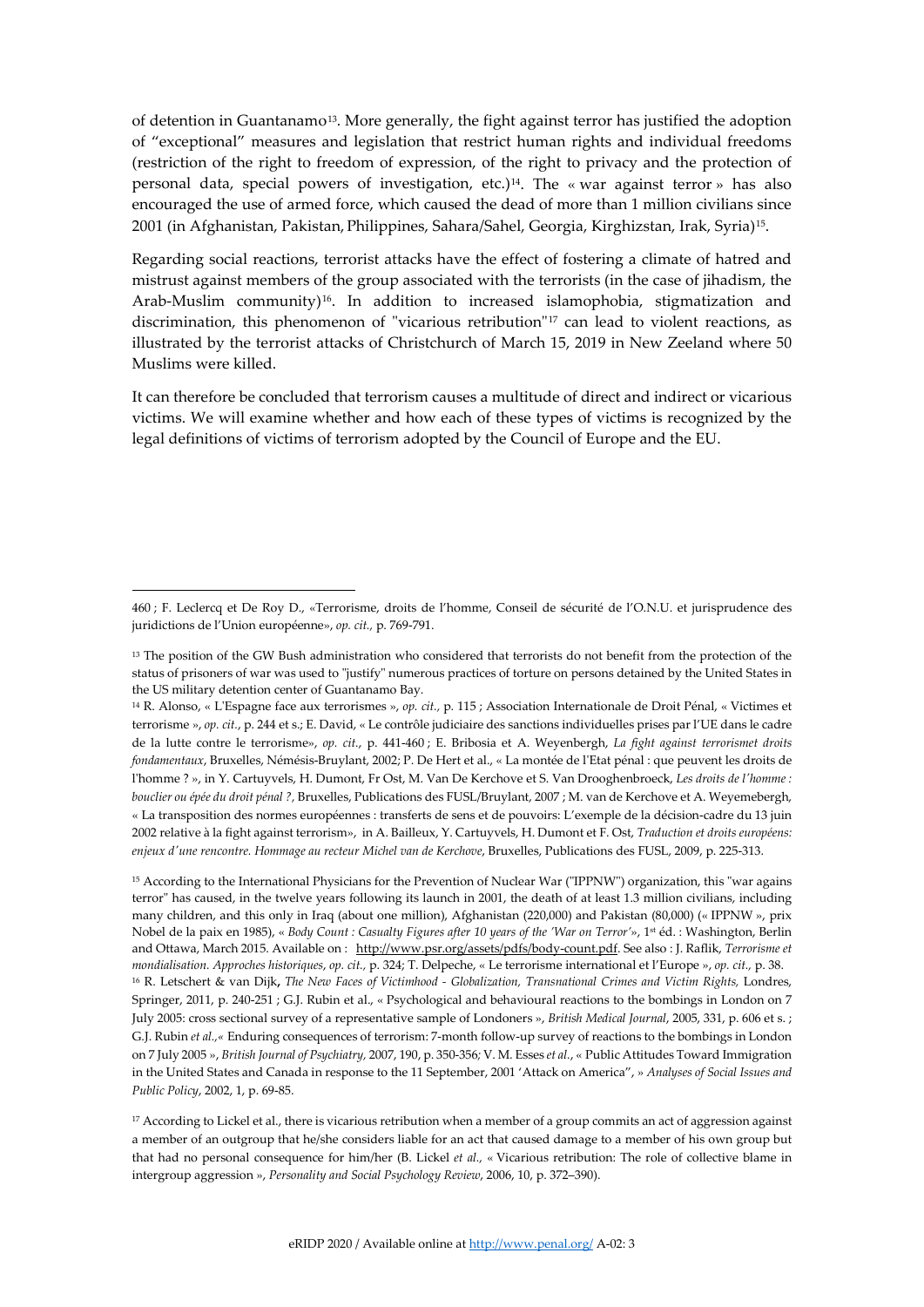of detention in Guantanamo[13]. More generally, the fight against terror has justified the adoption of "exceptional" measures and legislation that restrict human rights and individual freedoms (restriction of the right to freedom of expression, of the right to privacy and the protection of personal data, special powers of investigation, etc.)[14]. The « war against terror » has also encouraged the use of armed force, which caused the dead of more than 1 million civilians since 2001 (in Afghanistan, Pakistan, Philippines, Sahara/Sahel, Georgia, Kirghizstan, Irak, Syria)[15].

Regarding social reactions, terrorist attacks have the effect of fostering a climate of hatred and mistrust against members of the group associated with the terrorists (in the case of jihadism, the Arab-Muslim community)[16]. In addition to increased islamophobia, stigmatization and discrimination, this phenomenon of "vicarious retribution"[17] can lead to violent reactions, as illustrated by the terrorist attacks of Christchurch of March 15, 2019 in New Zeeland where 50 Muslims were killed.

It can therefore be concluded that terrorism causes a multitude of direct and indirect or vicarious victims. We will examine whether and how each of these types of victims is recognized by the legal definitions of victims of terrorism adopted by the Council of Europe and the EU.

---

460 ; F. Leclercq et De Roy D., «Terrorisme, droits de l'homme, Conseil de sécurité de l'O.N.U. et jurisprudence des juridictions de l'Union européenne», *op. cit.,* p. 769-791.

[13] The position of the GW Bush administration who considered that terrorists do not benefit from the protection of the status of prisoners of war was used to "justify" numerous practices of torture on persons detained by the United States in the US military detention center of Guantanamo Bay.

[14] R. Alonso, « L'Espagne face aux terrorismes », *op. cit.,* p. 115 ; Association Internationale de Droit Pénal, « Victimes et terrorisme », *op. cit.*, p. 244 et s.; E. David, « Le contrôle judiciaire des sanctions individuelles prises par l'UE dans le cadre de la lutte contre le terrorisme», *op. cit.,* p. 441-460 ; E. Bribosia et A. Weyenbergh, *La fight against terrorismet droits fondamentaux*, Bruxelles, Némésis-Bruylant, 2002; P. De Hert et al., « La montée de l'Etat pénal : que peuvent les droits de l'homme ? », in Y. Cartuyvels, H. Dumont, Fr Ost, M. Van De Kerchove et S. Van Drooghenbroeck, *Les droits de l'homme : bouclier ou épée du droit pénal ?,* Bruxelles, Publications des FUSL/Bruylant, 2007 ; M. van de Kerchove et A. Weyemebergh, « La transposition des normes européennes : transferts de sens et de pouvoirs: L'exemple de la décision-cadre du 13 juin 2002 relative à la fight against terrorism», in A. Bailleux, Y. Cartuyvels, H. Dumont et F. Ost, *Traduction et droits européens: enjeux d'une rencontre. Hommage au recteur Michel van de Kerchove*, Bruxelles, Publications des FUSL, 2009, p. 225-313.

[15] According to the International Physicians for the Prevention of Nuclear War ("IPPNW") organization, this "war agains terror" has caused, in the twelve years following its launch in 2001, the death of at least 1.3 million civilians, including many children, and this only in Iraq (about one million), Afghanistan (220,000) and Pakistan (80,000) (« IPPNW », prix Nobel de la paix en 1985), « *Body Count : Casualty Figures after 10 years of the 'War on Terror'*», 1st éd. : Washington, Berlin and Ottawa, March 2015. Available on : http://www.psr.org/assets/pdfs/body-count.pdf. See also : J. Raflik, *Terrorisme et mondialisation. Approches historiques*, *op. cit.,* p. 324; T. Delpeche, « Le terrorisme international et l'Europe », *op. cit.,* p. 38.

[16] R. Letschert & van Dijk, *The New Faces of Victimhood - Globalization, Transnational Crimes and Victim Rights,* Londres, Springer, 2011, p. 240-251 ; G.J. Rubin et al., « Psychological and behavioural reactions to the bombings in London on 7 July 2005: cross sectional survey of a representative sample of Londoners », *British Medical Journal*, 2005, 331, p. 606 et s. ; G.J. Rubin *et al.,*« Enduring consequences of terrorism: 7-month follow-up survey of reactions to the bombings in London on 7 July 2005 », *British Journal of Psychiatry,* 2007, 190, p. 350-356*;* V. M. Esses *et al.*, « Public Attitudes Toward Immigration in the United States and Canada in response to the 11 September, 2001 'Attack on America", » *Analyses of Social Issues and Public Policy*, 2002, 1, p. 69-85.

[17] According to Lickel et al., there is vicarious retribution when a member of a group commits an act of aggression against a member of an outgroup that he/she considers liable for an act that caused damage to a member of his own group but that had no personal consequence for him/her (B. Lickel *et al.,* « Vicarious retribution: The role of collective blame in intergroup aggression », *Personality and Social Psychology Review*, 2006, 10, p. 372–390).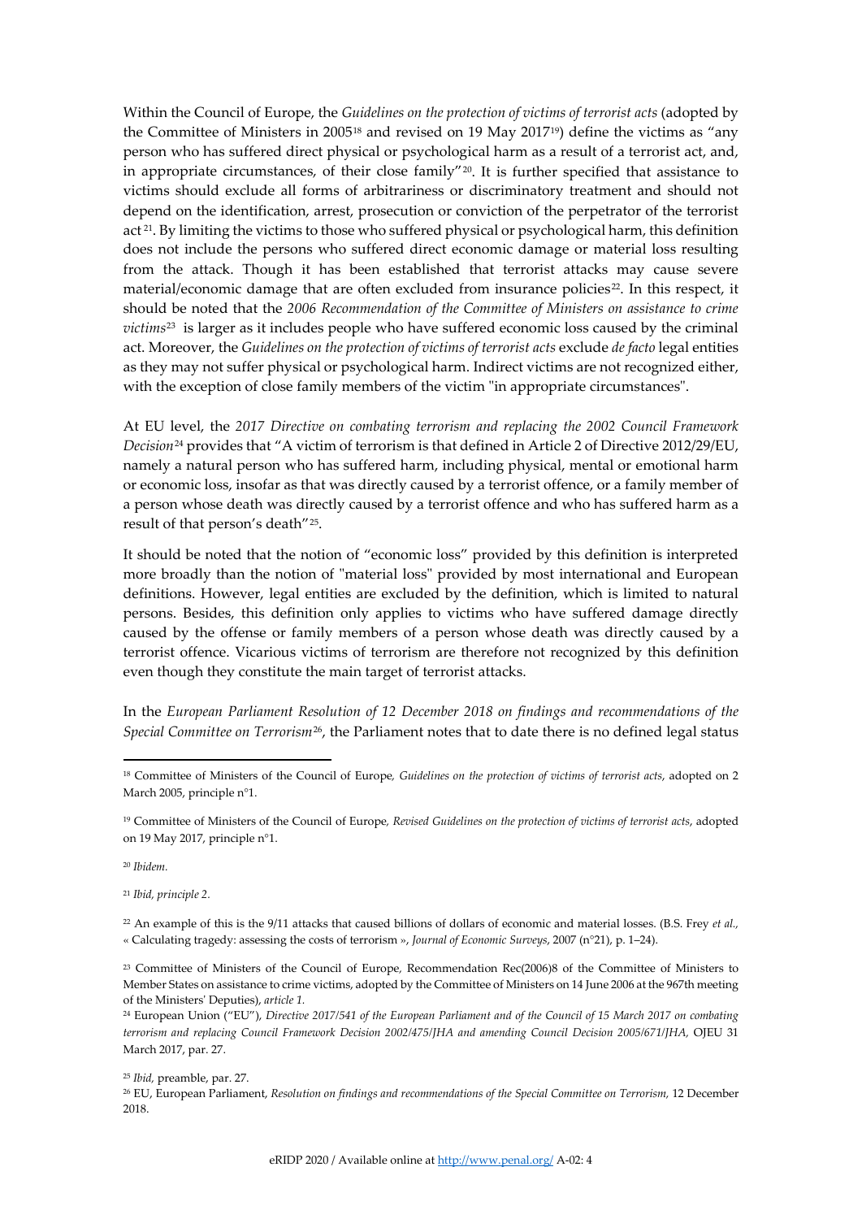Within the Council of Europe, the *Guidelines on the protection of victims of terrorist acts* (adopted by the Committee of Ministers in 2005[18] and revised on 19 May 2017[19]) define the victims as "any person who has suffered direct physical or psychological harm as a result of a terrorist act, and, in appropriate circumstances, of their close family"[20]. It is further specified that assistance to victims should exclude all forms of arbitrariness or discriminatory treatment and should not depend on the identification, arrest, prosecution or conviction of the perpetrator of the terrorist act [21]. By limiting the victims to those who suffered physical or psychological harm, this definition does not include the persons who suffered direct economic damage or material loss resulting from the attack. Though it has been established that terrorist attacks may cause severe material/economic damage that are often excluded from insurance policies[22]. In this respect, it should be noted that the *2006 Recommendation of the Committee of Ministers on assistance to crime victims*[23] is larger as it includes people who have suffered economic loss caused by the criminal act. Moreover, the *Guidelines on the protection of victims of terrorist acts* exclude *de facto* legal entities as they may not suffer physical or psychological harm. Indirect victims are not recognized either, with the exception of close family members of the victim "in appropriate circumstances".

At EU level, the *2017 Directive on combating terrorism and replacing the 2002 Council Framework Decision*[24] provides that "A victim of terrorism is that defined in Article 2 of Directive 2012/29/EU, namely a natural person who has suffered harm, including physical, mental or emotional harm or economic loss, insofar as that was directly caused by a terrorist offence, or a family member of a person whose death was directly caused by a terrorist offence and who has suffered harm as a result of that person's death"[25].

It should be noted that the notion of "economic loss" provided by this definition is interpreted more broadly than the notion of "material loss" provided by most international and European definitions. However, legal entities are excluded by the definition, which is limited to natural persons. Besides, this definition only applies to victims who have suffered damage directly caused by the offense or family members of a person whose death was directly caused by a terrorist offence. Vicarious victims of terrorism are therefore not recognized by this definition even though they constitute the main target of terrorist attacks.

In the *European Parliament Resolution of 12 December 2018 on findings and recommendations of the Special Committee on Terrorism*[26], the Parliament notes that to date there is no defined legal status

---

[18] Committee of Ministers of the Council of Europe, *Guidelines on the protection of victims of terrorist acts*, adopted on 2 March 2005, principle n°1.

[19] Committee of Ministers of the Council of Europe, *Revised Guidelines on the protection of victims of terrorist acts*, adopted on 19 May 2017, principle n°1.

[20] *Ibidem.*

[21] *Ibid, principle 2.*

[22] An example of this is the 9/11 attacks that caused billions of dollars of economic and material losses. (B.S. Frey *et al.*, « Calculating tragedy: assessing the costs of terrorism », *Journal of Economic Surveys*, 2007 (n°21), p. 1–24).

[23] Committee of Ministers of the Council of Europe, Recommendation Rec(2006)8 of the Committee of Ministers to Member States on assistance to crime victims, adopted by the Committee of Ministers on 14 June 2006 at the 967th meeting of the Ministers' Deputies), *article 1.*

[24] European Union ("EU"), *Directive 2017/541 of the European Parliament and of the Council of 15 March 2017 on combating terrorism and replacing Council Framework Decision 2002/475/JHA and amending Council Decision 2005/671/JHA,* OJEU 31 March 2017, par. 27.

[25] *Ibid,* preamble, par. 27.

[26] EU, European Parliament, *Resolution on findings and recommendations of the Special Committee on Terrorism,* 12 December 2018.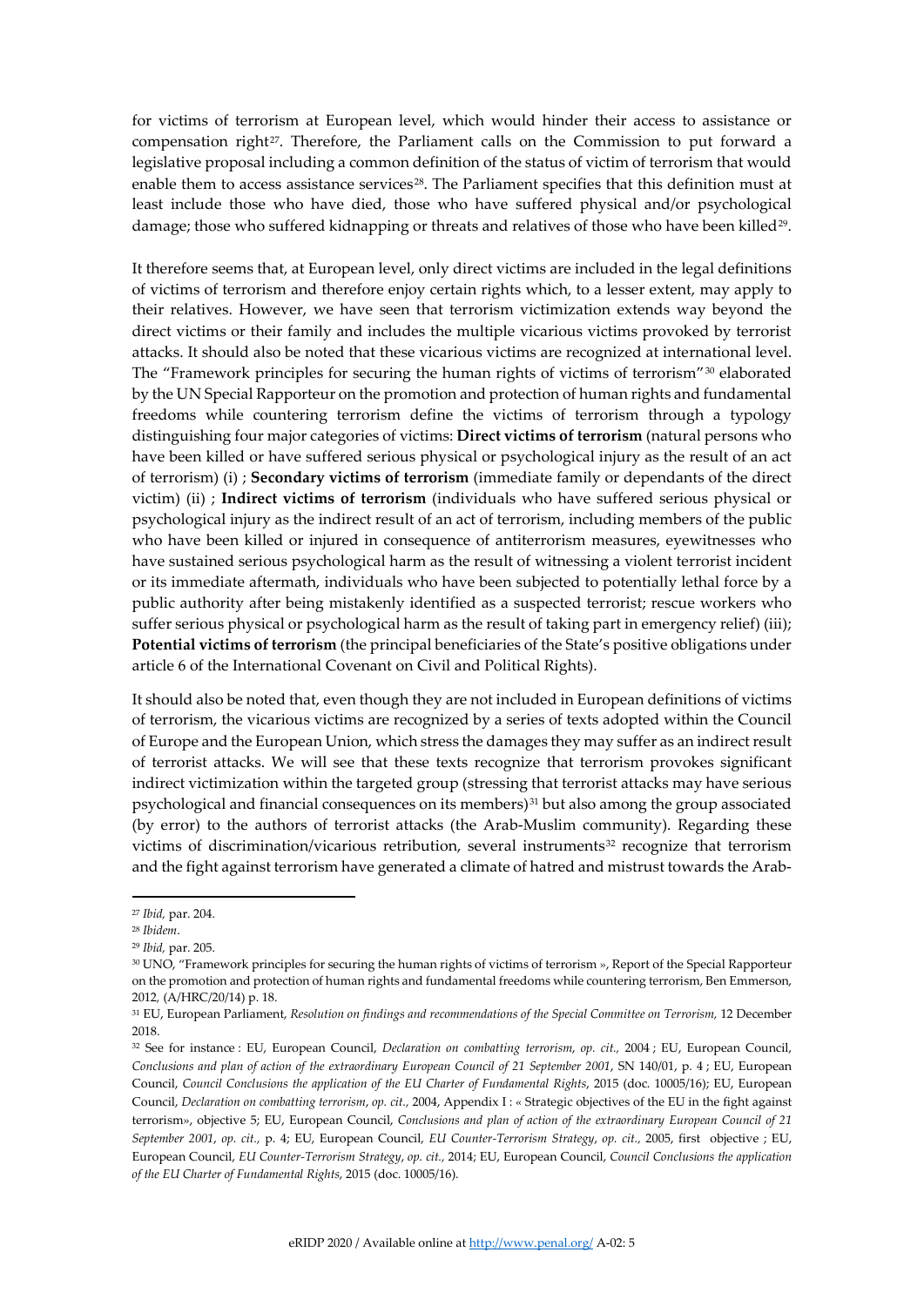for victims of terrorism at European level, which would hinder their access to assistance or compensation right[27]. Therefore, the Parliament calls on the Commission to put forward a legislative proposal including a common definition of the status of victim of terrorism that would enable them to access assistance services[28]. The Parliament specifies that this definition must at least include those who have died, those who have suffered physical and/or psychological damage; those who suffered kidnapping or threats and relatives of those who have been killed[29].

It therefore seems that, at European level, only direct victims are included in the legal definitions of victims of terrorism and therefore enjoy certain rights which, to a lesser extent, may apply to their relatives. However, we have seen that terrorism victimization extends way beyond the direct victims or their family and includes the multiple vicarious victims provoked by terrorist attacks. It should also be noted that these vicarious victims are recognized at international level. The "Framework principles for securing the human rights of victims of terrorism"[30] elaborated by the UN Special Rapporteur on the promotion and protection of human rights and fundamental freedoms while countering terrorism define the victims of terrorism through a typology distinguishing four major categories of victims: **Direct victims of terrorism** (natural persons who have been killed or have suffered serious physical or psychological injury as the result of an act of terrorism) (i) ; **Secondary victims of terrorism** (immediate family or dependants of the direct victim) (ii) ; **Indirect victims of terrorism** (individuals who have suffered serious physical or psychological injury as the indirect result of an act of terrorism, including members of the public who have been killed or injured in consequence of antiterrorism measures, eyewitnesses who have sustained serious psychological harm as the result of witnessing a violent terrorist incident or its immediate aftermath, individuals who have been subjected to potentially lethal force by a public authority after being mistakenly identified as a suspected terrorist; rescue workers who suffer serious physical or psychological harm as the result of taking part in emergency relief) (iii); **Potential victims of terrorism** (the principal beneficiaries of the State's positive obligations under article 6 of the International Covenant on Civil and Political Rights).

It should also be noted that, even though they are not included in European definitions of victims of terrorism, the vicarious victims are recognized by a series of texts adopted within the Council of Europe and the European Union, which stress the damages they may suffer as an indirect result of terrorist attacks. We will see that these texts recognize that terrorism provokes significant indirect victimization within the targeted group (stressing that terrorist attacks may have serious psychological and financial consequences on its members)[31] but also among the group associated (by error) to the authors of terrorist attacks (the Arab-Muslim community). Regarding these victims of discrimination/vicarious retribution, several instruments[32] recognize that terrorism and the fight against terrorism have generated a climate of hatred and mistrust towards the Arab-

---

[27] *Ibid,* par. 204.

[28] *Ibidem*.

[29] *Ibid,* par. 205.

[30] UNO, "Framework principles for securing the human rights of victims of terrorism », Report of the Special Rapporteur on the promotion and protection of human rights and fundamental freedoms while countering terrorism, Ben Emmerson, 2012, (A/HRC/20/14) p. 18.

[31] EU, European Parliament, *Resolution on findings and recommendations of the Special Committee on Terrorism,* 12 December 2018.

[32] See for instance : EU, European Council, *Declaration on combatting terrorism*, *op. cit.,* 2004 ; EU, European Council, *Conclusions and plan of action of the extraordinary European Council of 21 September 2001*, SN 140/01, p. 4 ; EU, European Council, *Council Conclusions the application of the EU Charter of Fundamental Rights*, 2015 (doc. 10005/16); EU, European Council, *Declaration on combatting terrorism*, *op. cit.,* 2004, Appendix I : « Strategic objectives of the EU in the fight against terrorism», objective 5; EU, European Council, *Conclusions and plan of action of the extraordinary European Council of 21 September 2001*, *op. cit.,* p. 4; EU, European Council, *EU Counter-Terrorism Strategy*, *op. cit.,* 2005, first objective ; EU, European Council, *EU Counter-Terrorism Strategy*, *op. cit.,* 2014; EU, European Council, *Council Conclusions the application of the EU Charter of Fundamental Rights*, 2015 (doc. 10005/16).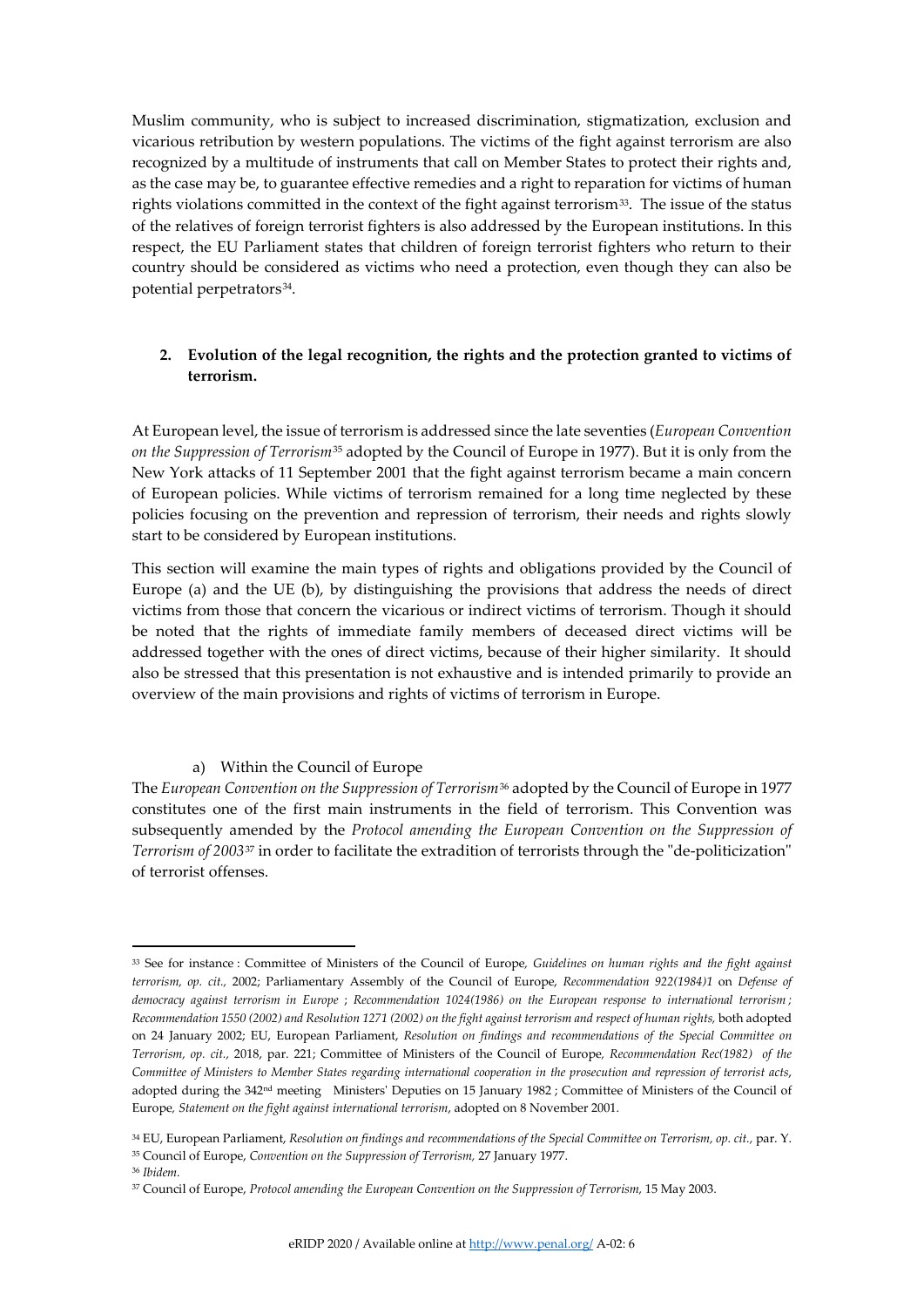Muslim community, who is subject to increased discrimination, stigmatization, exclusion and vicarious retribution by western populations. The victims of the fight against terrorism are also recognized by a multitude of instruments that call on Member States to protect their rights and, as the case may be, to guarantee effective remedies and a right to reparation for victims of human rights violations committed in the context of the fight against terrorism[33]. The issue of the status of the relatives of foreign terrorist fighters is also addressed by the European institutions. In this respect, the EU Parliament states that children of foreign terrorist fighters who return to their country should be considered as victims who need a protection, even though they can also be potential perpetrators[34].

## 2. Evolution of the legal recognition, the rights and the protection granted to victims of terrorism.

At European level, the issue of terrorism is addressed since the late seventies (*European Convention on the Suppression of Terrorism*[35] adopted by the Council of Europe in 1977). But it is only from the New York attacks of 11 September 2001 that the fight against terrorism became a main concern of European policies. While victims of terrorism remained for a long time neglected by these policies focusing on the prevention and repression of terrorism, their needs and rights slowly start to be considered by European institutions.

This section will examine the main types of rights and obligations provided by the Council of Europe (a) and the UE (b), by distinguishing the provisions that address the needs of direct victims from those that concern the vicarious or indirect victims of terrorism. Though it should be noted that the rights of immediate family members of deceased direct victims will be addressed together with the ones of direct victims, because of their higher similarity. It should also be stressed that this presentation is not exhaustive and is intended primarily to provide an overview of the main provisions and rights of victims of terrorism in Europe.

### a) Within the Council of Europe

The *European Convention on the Suppression of Terrorism*[36] adopted by the Council of Europe in 1977 constitutes one of the first main instruments in the field of terrorism. This Convention was subsequently amended by the *Protocol amending the European Convention on the Suppression of Terrorism of 2003*[37] in order to facilitate the extradition of terrorists through the "de-politicization" of terrorist offenses.

---

[33] See for instance : Committee of Ministers of the Council of Europe, *Guidelines on human rights and the fight against terrorism, op. cit.,* 2002; Parliamentary Assembly of the Council of Europe, *Recommendation 922(1984)1* on *Defense of democracy against terrorism in Europe* ; *Recommendation 1024(1986) on the European response to international terrorism ; Recommendation 1550 (2002) and Resolution 1271 (2002) on the fight against terrorism and respect of human rights,* both adopted on 24 January 2002; EU, European Parliament, *Resolution on findings and recommendations of the Special Committee on Terrorism, op. cit.,* 2018, par. 221; Committee of Ministers of the Council of Europe, *Recommendation Rec(1982) of the Committee of Ministers to Member States regarding international cooperation in the prosecution and repression of terrorist acts*, adopted during the 342nd meeting Ministers' Deputies on 15 January 1982 ; Committee of Ministers of the Council of Europe, *Statement on the fight against international terrorism*, adopted on 8 November 2001.

[34] EU, European Parliament, *Resolution on findings and recommendations of the Special Committee on Terrorism, op. cit.,* par. Y.

[35] Council of Europe, *Convention on the Suppression of Terrorism,* 27 January 1977.

[36] *Ibidem.*

[37] Council of Europe, *Protocol amending the European Convention on the Suppression of Terrorism,* 15 May 2003.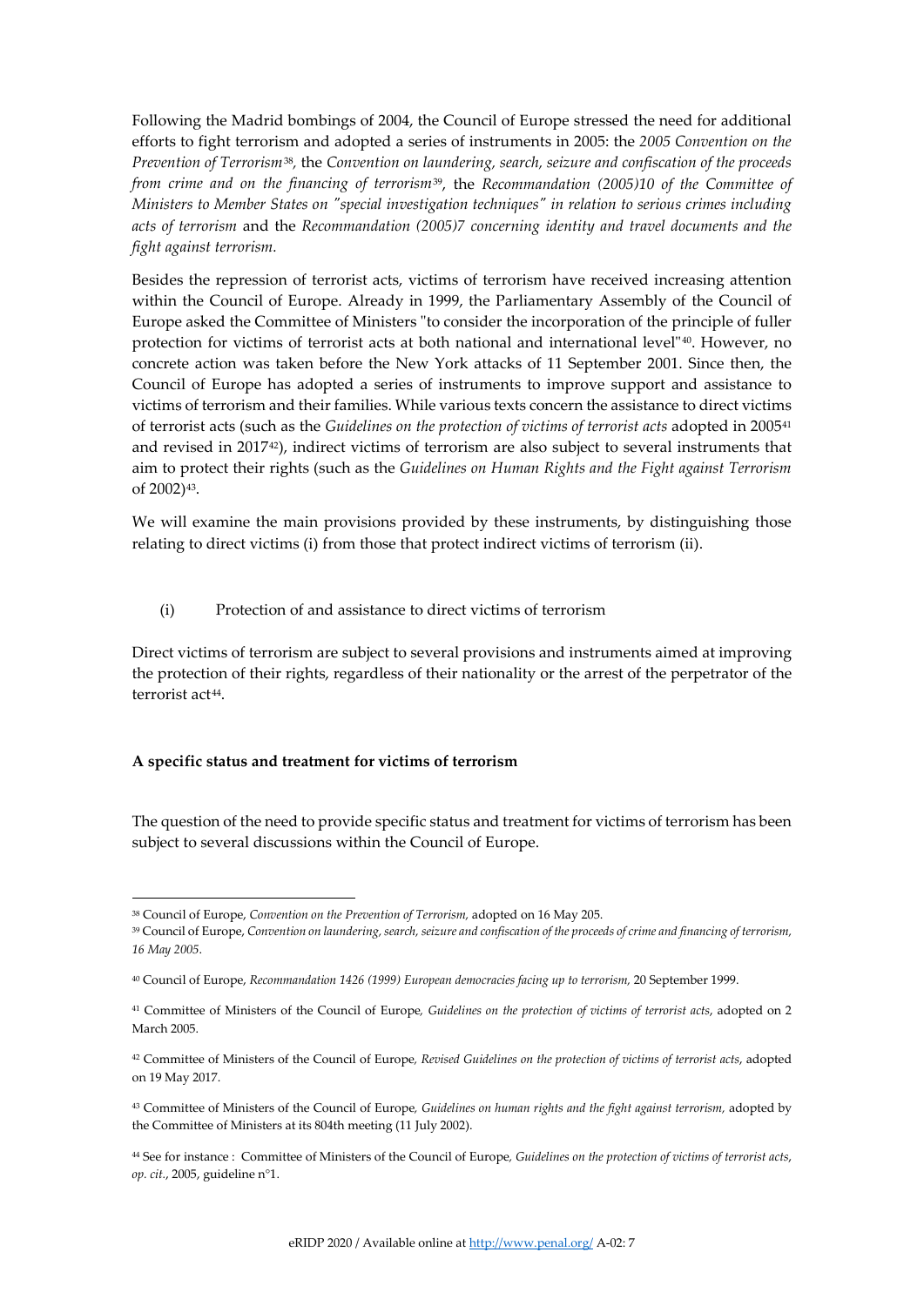Following the Madrid bombings of 2004, the Council of Europe stressed the need for additional efforts to fight terrorism and adopted a series of instruments in 2005: the *2005 Convention on the Prevention of Terrorism*[38], the *Convention on laundering, search, seizure and confiscation of the proceeds from crime and on the financing of terrorism*[39], the *Recommandation (2005)10 of the Committee of Ministers to Member States on "special investigation techniques" in relation to serious crimes including acts of terrorism* and the *Recommandation (2005)7 concerning identity and travel documents and the fight against terrorism.*

Besides the repression of terrorist acts, victims of terrorism have received increasing attention within the Council of Europe. Already in 1999, the Parliamentary Assembly of the Council of Europe asked the Committee of Ministers "to consider the incorporation of the principle of fuller protection for victims of terrorist acts at both national and international level"[40]. However, no concrete action was taken before the New York attacks of 11 September 2001. Since then, the Council of Europe has adopted a series of instruments to improve support and assistance to victims of terrorism and their families. While various texts concern the assistance to direct victims of terrorist acts (such as the *Guidelines on the protection of victims of terrorist acts* adopted in 2005[41] and revised in 2017[42]), indirect victims of terrorism are also subject to several instruments that aim to protect their rights (such as the *Guidelines on Human Rights and the Fight against Terrorism* of 2002)[43].

We will examine the main provisions provided by these instruments, by distinguishing those relating to direct victims (i) from those that protect indirect victims of terrorism (ii).

(i) Protection of and assistance to direct victims of terrorism

Direct victims of terrorism are subject to several provisions and instruments aimed at improving the protection of their rights, regardless of their nationality or the arrest of the perpetrator of the terrorist act[44].

**A specific status and treatment for victims of terrorism**

The question of the need to provide specific status and treatment for victims of terrorism has been subject to several discussions within the Council of Europe.

---

[38] Council of Europe, *Convention on the Prevention of Terrorism,* adopted on 16 May 205.

[39] Council of Europe, *Convention on laundering, search, seizure and confiscation of the proceeds of crime and financing of terrorism, 16 May 2005.*

[40] Council of Europe, *Recommandation 1426 (1999) European democracies facing up to terrorism,* 20 September 1999.

[41] Committee of Ministers of the Council of Europe*, Guidelines on the protection of victims of terrorist acts*, adopted on 2 March 2005.

[42] Committee of Ministers of the Council of Europe, *Revised Guidelines on the protection of victims of terrorist acts*, adopted on 19 May 2017.

[43] Committee of Ministers of the Council of Europe*, Guidelines on human rights and the fight against terrorism,* adopted by the Committee of Ministers at its 804th meeting (11 July 2002).

[44] See for instance : Committee of Ministers of the Council of Europe*, Guidelines on the protection of victims of terrorist acts*, *op. cit.*, 2005, guideline n°1.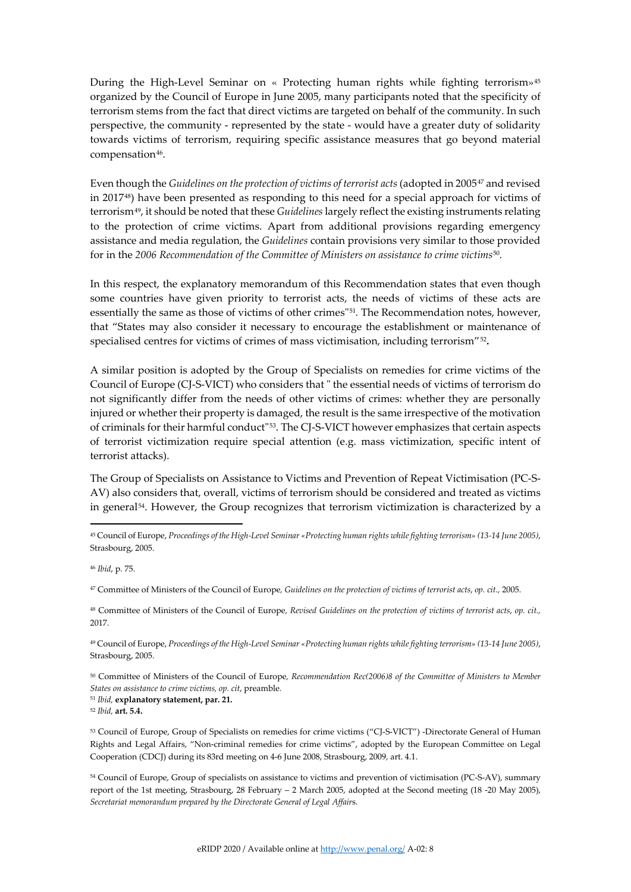During the High-Level Seminar on « Protecting human rights while fighting terrorism»[45] organized by the Council of Europe in June 2005, many participants noted that the specificity of terrorism stems from the fact that direct victims are targeted on behalf of the community. In such perspective, the community - represented by the state - would have a greater duty of solidarity towards victims of terrorism, requiring specific assistance measures that go beyond material compensation[46].

Even though the *Guidelines on the protection of victims of terrorist acts* (adopted in 2005[47] and revised in 2017[48]) have been presented as responding to this need for a special approach for victims of terrorism[49], it should be noted that these *Guidelines* largely reflect the existing instruments relating to the protection of crime victims. Apart from additional provisions regarding emergency assistance and media regulation, the *Guidelines* contain provisions very similar to those provided for in the *2006 Recommendation of the Committee of Ministers on assistance to crime victims*[50].

In this respect, the explanatory memorandum of this Recommendation states that even though some countries have given priority to terrorist acts, the needs of victims of these acts are essentially the same as those of victims of other crimes"[51]. The Recommendation notes, however, that "States may also consider it necessary to encourage the establishment or maintenance of specialised centres for victims of crimes of mass victimisation, including terrorism"[52]**.**

A similar position is adopted by the Group of Specialists on remedies for crime victims of the Council of Europe (CJ-S-VICT) who considers that " the essential needs of victims of terrorism do not significantly differ from the needs of other victims of crimes: whether they are personally injured or whether their property is damaged, the result is the same irrespective of the motivation of criminals for their harmful conduct"[53]. The CJ-S-VICT however emphasizes that certain aspects of terrorist victimization require special attention (e.g. mass victimization, specific intent of terrorist attacks).

The Group of Specialists on Assistance to Victims and Prevention of Repeat Victimisation (PC-S-AV) also considers that, overall, victims of terrorism should be considered and treated as victims in general[54]. However, the Group recognizes that terrorism victimization is characterized by a

---

[45] Council of Europe, *Proceedings of the High-Level Seminar «Protecting human rights while fighting terrorism» (13-14 June 2005)*, Strasbourg, 2005.

[46] *Ibid*, p. 75.

[47] Committee of Ministers of the Council of Europe*, Guidelines on the protection of victims of terrorist acts*, *op. cit.,* 2005.

[48] Committee of Ministers of the Council of Europe*, Revised Guidelines on the protection of victims of terrorist acts*, *op. cit.,* 2017.

[49] Council of Europe, *Proceedings of the High-Level Seminar «Protecting human rights while fighting terrorism» (13-14 June 2005)*, Strasbourg, 2005.

[50] Committee of Ministers of the Council of Europe*, Recommendation Rec(2006)8 of the Committee of Ministers to Member States on assistance to crime victims, op. cit*, preamble.

[51] *Ibid,* **explanatory statement, par. 21.**

[52] *Ibid,* **art. 5.4.**

[53] Council of Europe, Group of Specialists on remedies for crime victims ("CJ-S-VICT") -Directorate General of Human Rights and Legal Affairs, "Non-criminal remedies for crime victims", adopted by the European Committee on Legal Cooperation (CDCJ) during its 83rd meeting on 4-6 June 2008, Strasbourg, 2009*,* art. 4.1.

[54] Council of Europe, Group of specialists on assistance to victims and prevention of victimisation (PC-S-AV), summary report of the 1st meeting, Strasbourg, 28 February – 2 March 2005, adopted at the Second meeting (18 -20 May 2005), *Secretariat memorandum prepared by the Directorate General of Legal Affair*s.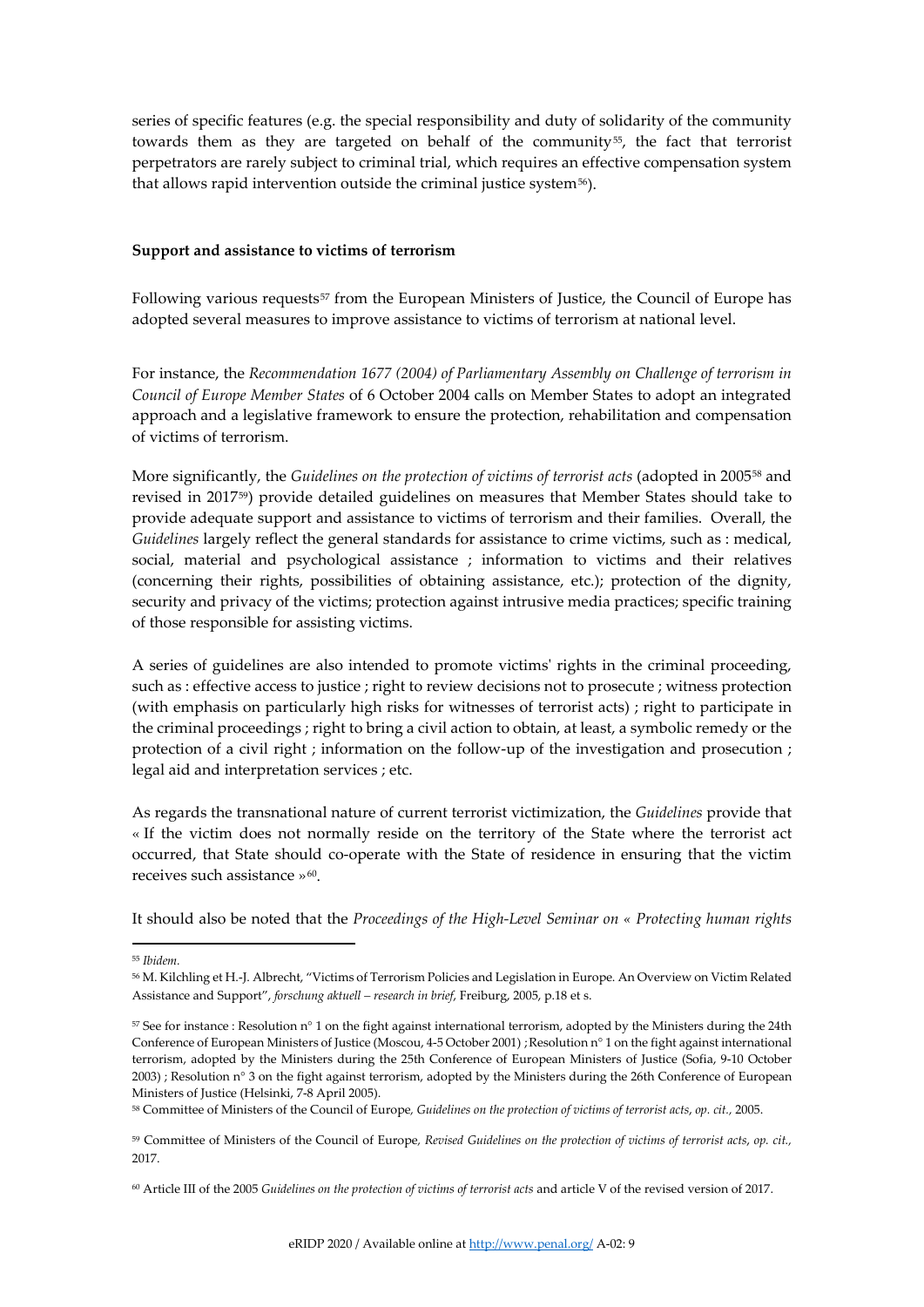series of specific features (e.g. the special responsibility and duty of solidarity of the community towards them as they are targeted on behalf of the community[55], the fact that terrorist perpetrators are rarely subject to criminal trial, which requires an effective compensation system that allows rapid intervention outside the criminal justice system[56]).

**Support and assistance to victims of terrorism**

Following various requests[57] from the European Ministers of Justice, the Council of Europe has adopted several measures to improve assistance to victims of terrorism at national level.

For instance, the *Recommendation 1677 (2004) of Parliamentary Assembly on Challenge of terrorism in Council of Europe Member States* of 6 October 2004 calls on Member States to adopt an integrated approach and a legislative framework to ensure the protection, rehabilitation and compensation of victims of terrorism.

More significantly, the *Guidelines on the protection of victims of terrorist acts* (adopted in 2005[58] and revised in 2017[59]) provide detailed guidelines on measures that Member States should take to provide adequate support and assistance to victims of terrorism and their families. Overall, the *Guidelines* largely reflect the general standards for assistance to crime victims, such as : medical, social, material and psychological assistance ; information to victims and their relatives (concerning their rights, possibilities of obtaining assistance, etc.); protection of the dignity, security and privacy of the victims; protection against intrusive media practices; specific training of those responsible for assisting victims.

A series of guidelines are also intended to promote victims' rights in the criminal proceeding, such as : effective access to justice ; right to review decisions not to prosecute ; witness protection (with emphasis on particularly high risks for witnesses of terrorist acts) ; right to participate in the criminal proceedings ; right to bring a civil action to obtain, at least, a symbolic remedy or the protection of a civil right ; information on the follow-up of the investigation and prosecution ; legal aid and interpretation services ; etc.

As regards the transnational nature of current terrorist victimization, the *Guidelines* provide that « If the victim does not normally reside on the territory of the State where the terrorist act occurred, that State should co-operate with the State of residence in ensuring that the victim receives such assistance »[60].

It should also be noted that the *Proceedings of the High-Level Seminar on « Protecting human rights*

---

[55] *Ibidem*.

[56] M. Kilchling et H.-J. Albrecht, "Victims of Terrorism Policies and Legislation in Europe. An Overview on Victim Related Assistance and Support", *forschung aktuell – research in brief*, Freiburg, 2005, p.18 et s.

[57] See for instance : Resolution n° 1 on the fight against international terrorism, adopted by the Ministers during the 24th Conference of European Ministers of Justice (Moscou, 4-5 October 2001) ; Resolution n° 1 on the fight against international terrorism, adopted by the Ministers during the 25th Conference of European Ministers of Justice (Sofia, 9-10 October 2003) ; Resolution n° 3 on the fight against terrorism, adopted by the Ministers during the 26th Conference of European Ministers of Justice (Helsinki, 7-8 April 2005).

[58] Committee of Ministers of the Council of Europe, *Guidelines on the protection of victims of terrorist acts*, *op. cit.*, 2005.

[59] Committee of Ministers of the Council of Europe, *Revised Guidelines on the protection of victims of terrorist acts*, *op. cit.*, 2017.

[60] Article III of the 2005 *Guidelines on the protection of victims of terrorist acts* and article V of the revised version of 2017.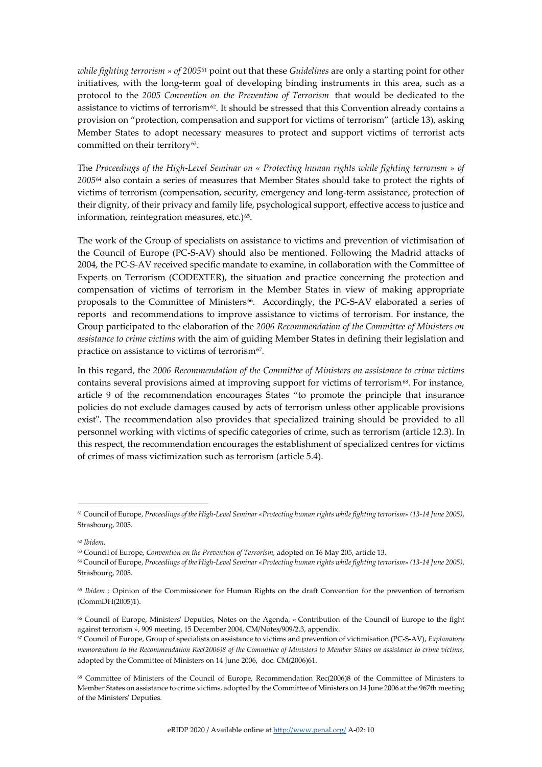*while fighting terrorism » of 2005*[61] point out that these *Guidelines* are only a starting point for other initiatives, with the long-term goal of developing binding instruments in this area, such as a protocol to the *2005 Convention on the Prevention of Terrorism* that would be dedicated to the assistance to victims of terrorism[62]. It should be stressed that this Convention already contains a provision on "protection, compensation and support for victims of terrorism" (article 13), asking Member States to adopt necessary measures to protect and support victims of terrorist acts committed on their territory[63].

The *Proceedings of the High-Level Seminar on « Protecting human rights while fighting terrorism » of 2005*[64] also contain a series of measures that Member States should take to protect the rights of victims of terrorism (compensation, security, emergency and long-term assistance, protection of their dignity, of their privacy and family life, psychological support, effective access to justice and information, reintegration measures, etc.)[65].

The work of the Group of specialists on assistance to victims and prevention of victimisation of the Council of Europe (PC-S-AV) should also be mentioned. Following the Madrid attacks of 2004, the PC-S-AV received specific mandate to examine, in collaboration with the Committee of Experts on Terrorism (CODEXTER), the situation and practice concerning the protection and compensation of victims of terrorism in the Member States in view of making appropriate proposals to the Committee of Ministers[66]. Accordingly, the PC-S-AV elaborated a series of reports and recommendations to improve assistance to victims of terrorism. For instance, the Group participated to the elaboration of the *2006 Recommendation of the Committee of Ministers on assistance to crime victims* with the aim of guiding Member States in defining their legislation and practice on assistance to victims of terrorism[67].

In this regard, the *2006 Recommendation of the Committee of Ministers on assistance to crime victims* contains several provisions aimed at improving support for victims of terrorism[68]. For instance, article 9 of the recommendation encourages States "to promote the principle that insurance policies do not exclude damages caused by acts of terrorism unless other applicable provisions exist". The recommendation also provides that specialized training should be provided to all personnel working with victims of specific categories of crime, such as terrorism (article 12.3). In this respect, the recommendation encourages the establishment of specialized centres for victims of crimes of mass victimization such as terrorism (article 5.4).

---

[61] Council of Europe, *Proceedings of the High-Level Seminar «Protecting human rights while fighting terrorism» (13-14 June 2005)*, Strasbourg, 2005.

[62] *Ibidem.*

[63] Council of Europe, *Convention on the Prevention of Terrorism,* adopted on 16 May 205, article 13.

[64] Council of Europe, *Proceedings of the High-Level Seminar «Protecting human rights while fighting terrorism» (13-14 June 2005)*, Strasbourg, 2005.

[65] *Ibidem ;* Opinion of the Commissioner for Human Rights on the draft Convention for the prevention of terrorism (CommDH(2005)1).

[66] Council of Europe, Ministers' Deputies, Notes on the Agenda, « Contribution of the Council of Europe to the fight against terrorism », 909 meeting, 15 December 2004, CM/Notes/909/2.3, appendix.

[67] Council of Europe, Group of specialists on assistance to victims and prevention of victimisation (PC-S-AV), *Explanatory memorandum to the Recommendation Rec(2006)8 of the Committee of Ministers to Member States on assistance to crime victims,* adopted by the Committee of Ministers on 14 June 2006, doc. CM(2006)61.

[68] Committee of Ministers of the Council of Europe, Recommendation Rec(2006)8 of the Committee of Ministers to Member States on assistance to crime victims, adopted by the Committee of Ministers on 14 June 2006 at the 967th meeting of the Ministers' Deputies.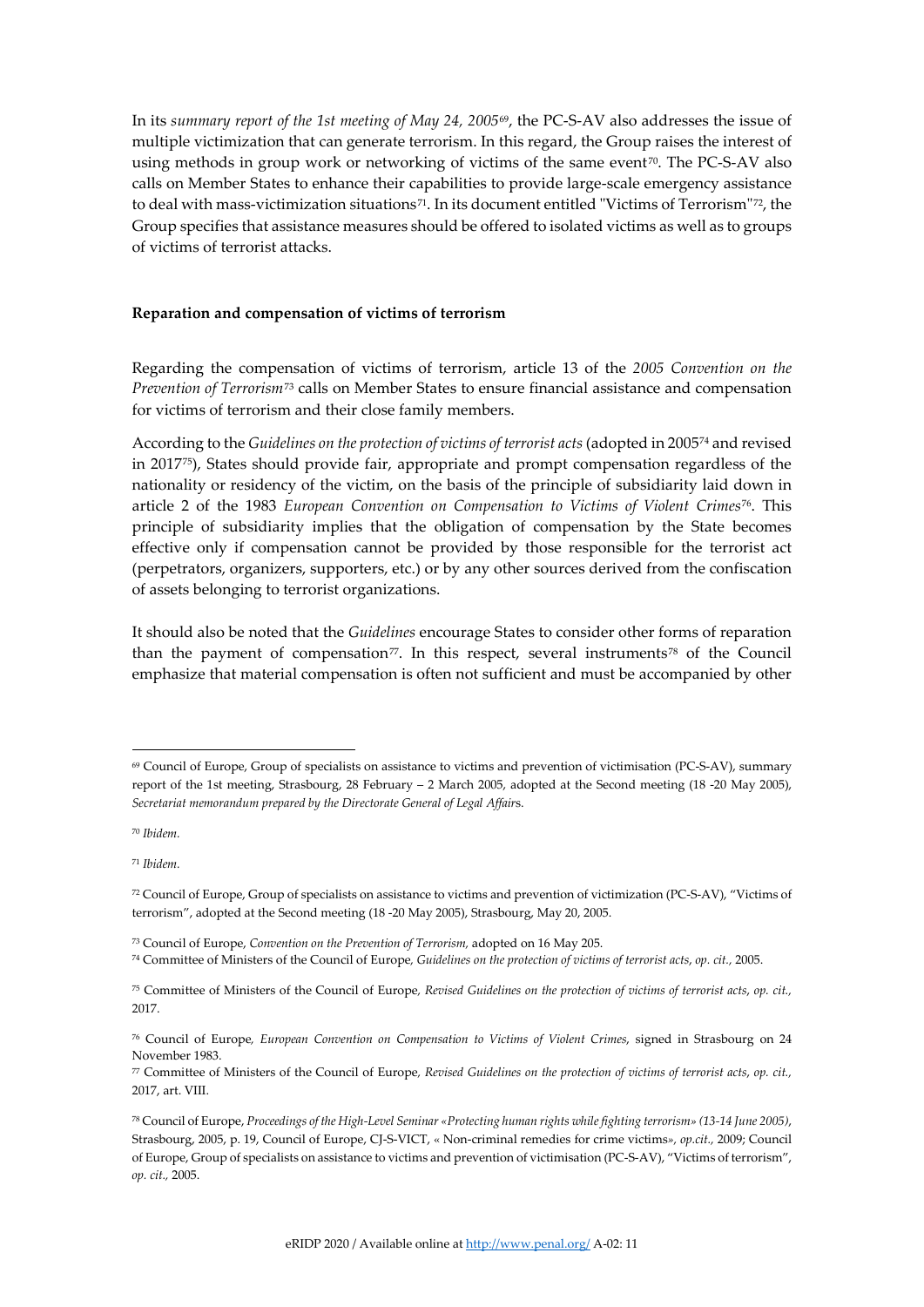In its *summary report of the 1st meeting of May 24, 2005*[69], the PC-S-AV also addresses the issue of multiple victimization that can generate terrorism. In this regard, the Group raises the interest of using methods in group work or networking of victims of the same event[70]. The PC-S-AV also calls on Member States to enhance their capabilities to provide large-scale emergency assistance to deal with mass-victimization situations[71]. In its document entitled "Victims of Terrorism"[72], the Group specifies that assistance measures should be offered to isolated victims as well as to groups of victims of terrorist attacks.

**Reparation and compensation of victims of terrorism**

Regarding the compensation of victims of terrorism, article 13 of the *2005 Convention on the Prevention of Terrorism*[73] calls on Member States to ensure financial assistance and compensation for victims of terrorism and their close family members.

According to the *Guidelines on the protection of victims of terrorist acts* (adopted in 2005[74] and revised in 2017[75]), States should provide fair, appropriate and prompt compensation regardless of the nationality or residency of the victim, on the basis of the principle of subsidiarity laid down in article 2 of the 1983 *European Convention on Compensation to Victims of Violent Crimes*[76]. This principle of subsidiarity implies that the obligation of compensation by the State becomes effective only if compensation cannot be provided by those responsible for the terrorist act (perpetrators, organizers, supporters, etc.) or by any other sources derived from the confiscation of assets belonging to terrorist organizations.

It should also be noted that the *Guidelines* encourage States to consider other forms of reparation than the payment of compensation[77]. In this respect, several instruments[78] of the Council emphasize that material compensation is often not sufficient and must be accompanied by other

---

[69] Council of Europe, Group of specialists on assistance to victims and prevention of victimisation (PC-S-AV), summary report of the 1st meeting, Strasbourg, 28 February – 2 March 2005, adopted at the Second meeting (18 -20 May 2005), *Secretariat memorandum prepared by the Directorate General of Legal Affairs.*

[70] *Ibidem.*

[71] *Ibidem.*

[72] Council of Europe, Group of specialists on assistance to victims and prevention of victimization (PC-S-AV), "Victims of terrorism", adopted at the Second meeting (18 -20 May 2005), Strasbourg, May 20, 2005.

[73] Council of Europe, *Convention on the Prevention of Terrorism,* adopted on 16 May 205.

[74] Committee of Ministers of the Council of Europe, *Guidelines on the protection of victims of terrorist acts*, *op. cit.,* 2005.

[75] Committee of Ministers of the Council of Europe, *Revised Guidelines on the protection of victims of terrorist acts*, *op. cit.,* 2017.

[76] Council of Europe, *European Convention on Compensation to Victims of Violent Crimes*, signed in Strasbourg on 24 November 1983.

[77] Committee of Ministers of the Council of Europe, *Revised Guidelines on the protection of victims of terrorist acts*, *op. cit.,* 2017, art. VIII.

[78] Council of Europe, *Proceedings of the High-Level Seminar «Protecting human rights while fighting terrorism» (13-14 June 2005)*, Strasbourg, 2005, p. 19, Council of Europe, CJ-S-VICT, « Non-criminal remedies for crime victims», *op.cit.*, 2009; Council of Europe, Group of specialists on assistance to victims and prevention of victimisation (PC-S-AV), "Victims of terrorism", *op. cit.,* 2005.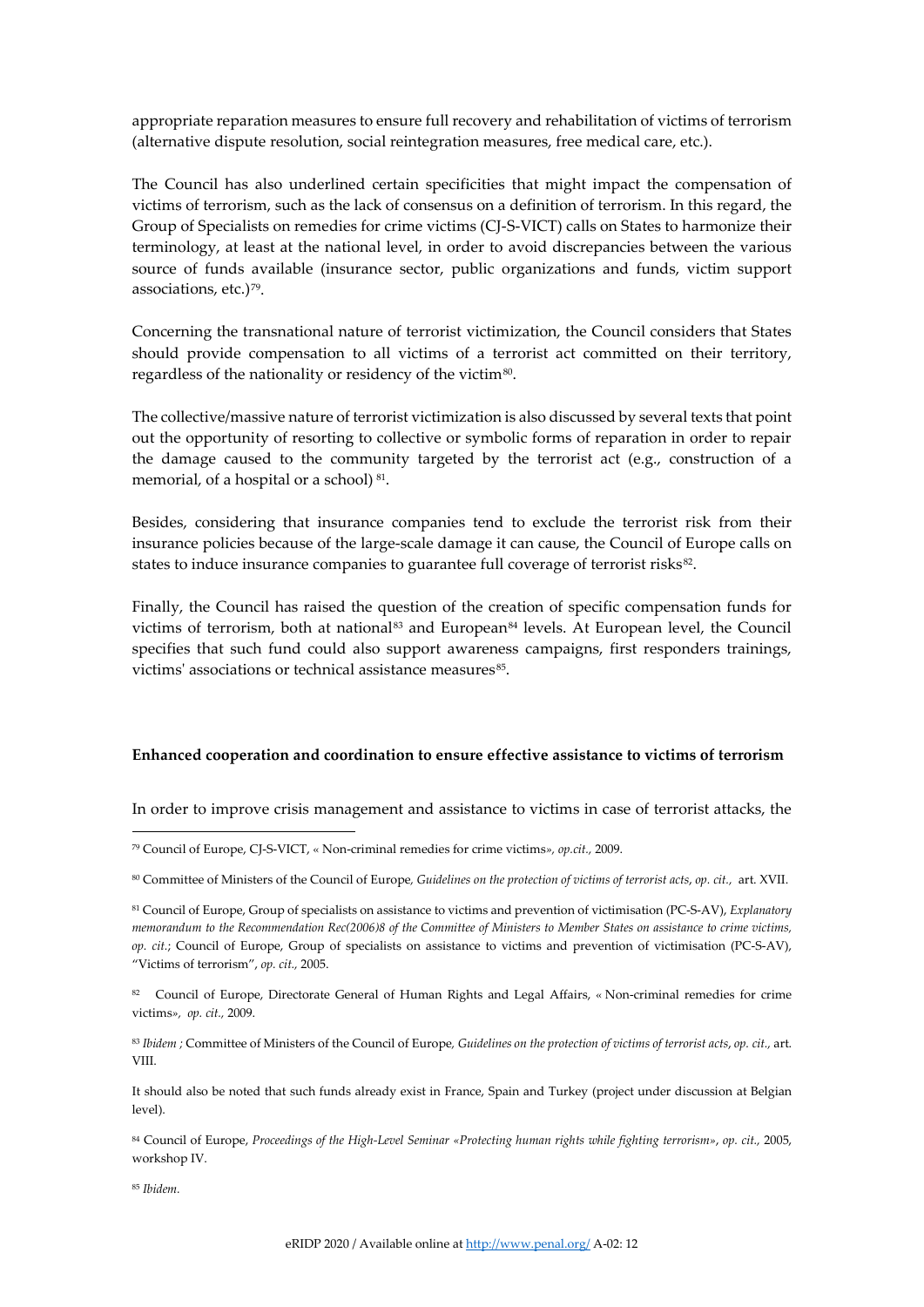appropriate reparation measures to ensure full recovery and rehabilitation of victims of terrorism (alternative dispute resolution, social reintegration measures, free medical care, etc.).

The Council has also underlined certain specificities that might impact the compensation of victims of terrorism, such as the lack of consensus on a definition of terrorism. In this regard, the Group of Specialists on remedies for crime victims (CJ-S-VICT) calls on States to harmonize their terminology, at least at the national level, in order to avoid discrepancies between the various source of funds available (insurance sector, public organizations and funds, victim support associations, etc.)[79].

Concerning the transnational nature of terrorist victimization, the Council considers that States should provide compensation to all victims of a terrorist act committed on their territory, regardless of the nationality or residency of the victim[80].

The collective/massive nature of terrorist victimization is also discussed by several texts that point out the opportunity of resorting to collective or symbolic forms of reparation in order to repair the damage caused to the community targeted by the terrorist act (e.g., construction of a memorial, of a hospital or a school) [81].

Besides, considering that insurance companies tend to exclude the terrorist risk from their insurance policies because of the large-scale damage it can cause, the Council of Europe calls on states to induce insurance companies to guarantee full coverage of terrorist risks[82].

Finally, the Council has raised the question of the creation of specific compensation funds for victims of terrorism, both at national[83] and European[84] levels. At European level, the Council specifies that such fund could also support awareness campaigns, first responders trainings, victims' associations or technical assistance measures[85].

**Enhanced cooperation and coordination to ensure effective assistance to victims of terrorism**

In order to improve crisis management and assistance to victims in case of terrorist attacks, the

[79] Council of Europe, CJ-S-VICT, « Non-criminal remedies for crime victims», *op.cit.,* 2009.

[80] Committee of Ministers of the Council of Europe, *Guidelines on the protection of victims of terrorist acts*, *op. cit.,* art. XVII.

[81] Council of Europe, Group of specialists on assistance to victims and prevention of victimisation (PC-S-AV), *Explanatory memorandum to the Recommendation Rec(2006)8 of the Committee of Ministers to Member States on assistance to crime victims, op. cit.*; Council of Europe, Group of specialists on assistance to victims and prevention of victimisation (PC-S-AV), "Victims of terrorism", *op. cit.,* 2005.

[82] Council of Europe, Directorate General of Human Rights and Legal Affairs, « Non-criminal remedies for crime victims», *op. cit.,* 2009.

[83] *Ibidem ;* Committee of Ministers of the Council of Europe, *Guidelines on the protection of victims of terrorist acts*, *op. cit.,* art. VIII.

It should also be noted that such funds already exist in France, Spain and Turkey (project under discussion at Belgian level).

[84] Council of Europe, *Proceedings of the High-Level Seminar «Protecting human rights while fighting terrorism»*, *op. cit.,* 2005, workshop IV.

[85] *Ibidem.*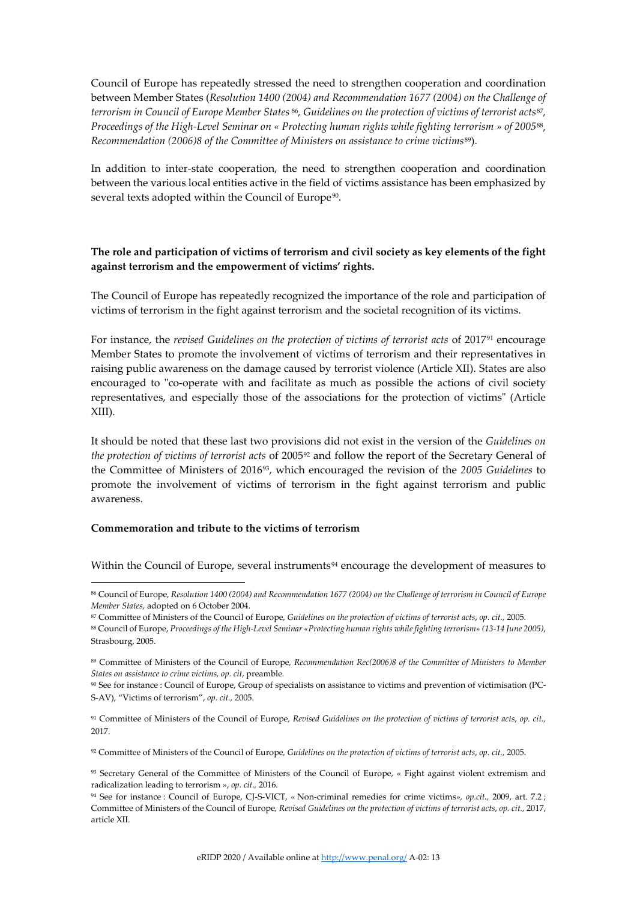Council of Europe has repeatedly stressed the need to strengthen cooperation and coordination between Member States (*Resolution 1400 (2004) and Recommendation 1677 (2004) on the Challenge of terrorism in Council of Europe Member States* [86], *Guidelines on the protection of victims of terrorist acts*[87], *Proceedings of the High-Level Seminar on « Protecting human rights while fighting terrorism » of 2005*[88], *Recommendation (2006)8 of the Committee of Ministers on assistance to crime victims*[89]).

In addition to inter-state cooperation, the need to strengthen cooperation and coordination between the various local entities active in the field of victims assistance has been emphasized by several texts adopted within the Council of Europe[90].

**The role and participation of victims of terrorism and civil society as key elements of the fight against terrorism and the empowerment of victims' rights.**

The Council of Europe has repeatedly recognized the importance of the role and participation of victims of terrorism in the fight against terrorism and the societal recognition of its victims.

For instance, the *revised Guidelines on the protection of victims of terrorist acts* of 2017[91] encourage Member States to promote the involvement of victims of terrorism and their representatives in raising public awareness on the damage caused by terrorist violence (Article XII). States are also encouraged to "co-operate with and facilitate as much as possible the actions of civil society representatives, and especially those of the associations for the protection of victims" (Article XIII).

It should be noted that these last two provisions did not exist in the version of the *Guidelines on the protection of victims of terrorist acts* of 2005[92] and follow the report of the Secretary General of the Committee of Ministers of 2016[93], which encouraged the revision of the *2005 Guidelines* to promote the involvement of victims of terrorism in the fight against terrorism and public awareness.

**Commemoration and tribute to the victims of terrorism**

Within the Council of Europe, several instruments[94] encourage the development of measures to

---

[86] Council of Europe, *Resolution 1400 (2004) and Recommendation 1677 (2004) on the Challenge of terrorism in Council of Europe Member States,* adopted on 6 October 2004.

[87] Committee of Ministers of the Council of Europe, *Guidelines on the protection of victims of terrorist acts*, *op. cit.,* 2005.

[88] Council of Europe, *Proceedings of the High-Level Seminar «Protecting human rights while fighting terrorism» (13-14 June 2005)*, Strasbourg, 2005.

[89] Committee of Ministers of the Council of Europe, *Recommendation Rec(2006)8 of the Committee of Ministers to Member States on assistance to crime victims, op. cit*, preamble.

[90] See for instance : Council of Europe, Group of specialists on assistance to victims and prevention of victimisation (PC-S-AV), "Victims of terrorism", *op. cit.,* 2005.

[91] Committee of Ministers of the Council of Europe, *Revised Guidelines on the protection of victims of terrorist acts*, *op. cit.,* 2017.

[92] Committee of Ministers of the Council of Europe, *Guidelines on the protection of victims of terrorist acts*, *op. cit.,* 2005.

[93] Secretary General of the Committee of Ministers of the Council of Europe, « Fight against violent extremism and radicalization leading to terrorism », *op. cit.,* 2016.

[94] See for instance : Council of Europe, CJ-S-VICT, « Non-criminal remedies for crime victims», *op.cit.,* 2009, art. 7.2 ; Committee of Ministers of the Council of Europe, *Revised Guidelines on the protection of victims of terrorist acts*, *op. cit.,* 2017, article XII.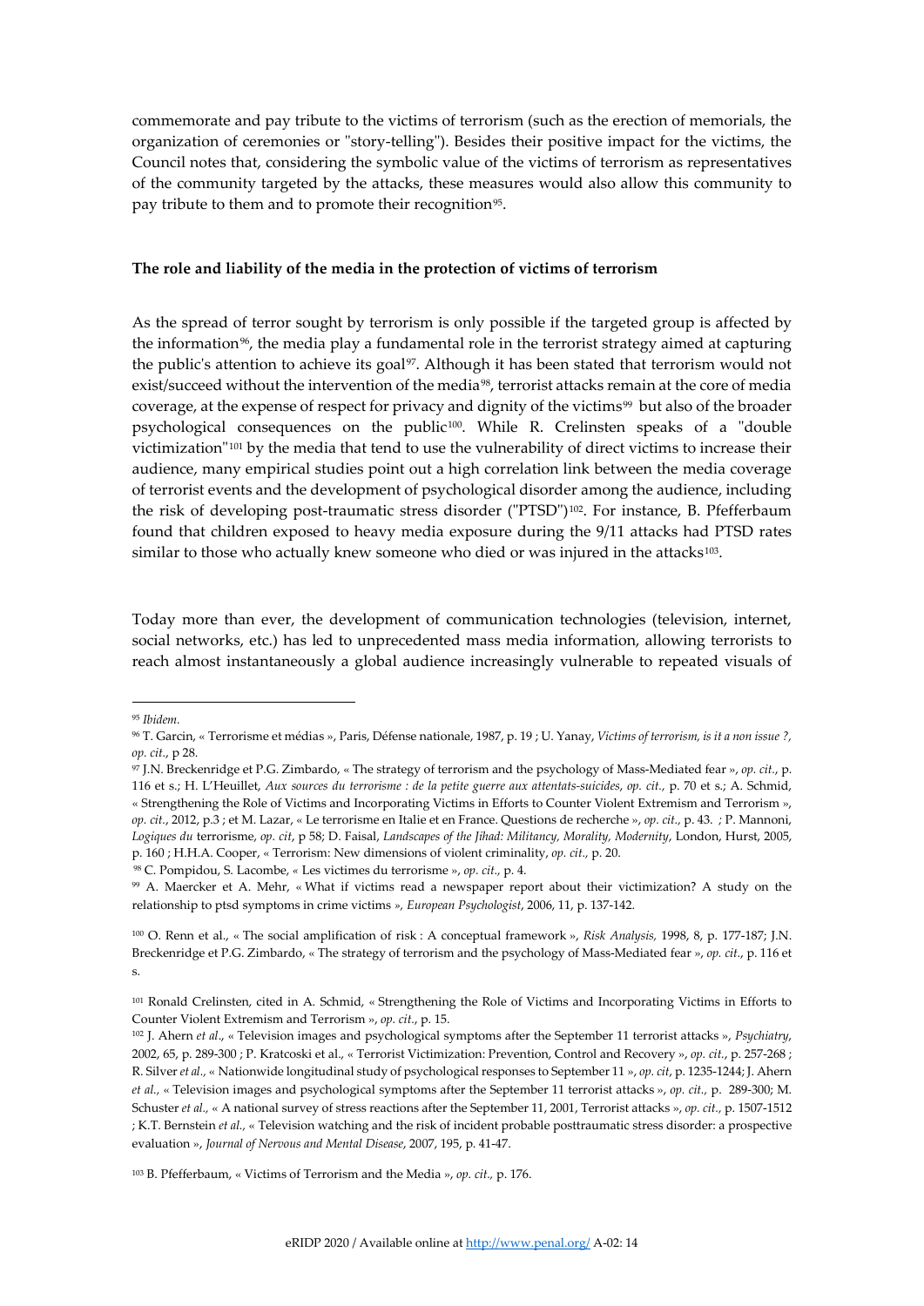commemorate and pay tribute to the victims of terrorism (such as the erection of memorials, the organization of ceremonies or "story-telling"). Besides their positive impact for the victims, the Council notes that, considering the symbolic value of the victims of terrorism as representatives of the community targeted by the attacks, these measures would also allow this community to pay tribute to them and to promote their recognition[95].

**The role and liability of the media in the protection of victims of terrorism**

As the spread of terror sought by terrorism is only possible if the targeted group is affected by the information[96], the media play a fundamental role in the terrorist strategy aimed at capturing the public's attention to achieve its goal[97]. Although it has been stated that terrorism would not exist/succeed without the intervention of the media[98], terrorist attacks remain at the core of media coverage, at the expense of respect for privacy and dignity of the victims[99] but also of the broader psychological consequences on the public[100]. While R. Crelinsten speaks of a "double victimization"[101] by the media that tend to use the vulnerability of direct victims to increase their audience, many empirical studies point out a high correlation link between the media coverage of terrorist events and the development of psychological disorder among the audience, including the risk of developing post-traumatic stress disorder ("PTSD")[102]. For instance, B. Pfefferbaum found that children exposed to heavy media exposure during the 9/11 attacks had PTSD rates similar to those who actually knew someone who died or was injured in the attacks[103].

Today more than ever, the development of communication technologies (television, internet, social networks, etc.) has led to unprecedented mass media information, allowing terrorists to reach almost instantaneously a global audience increasingly vulnerable to repeated visuals of

---

[95] *Ibidem.*

[96] T. Garcin, « Terrorisme et médias », Paris, Défense nationale, 1987, p. 19 ; U. Yanay, *Victims of terrorism, is it a non issue ?, op. cit.*, p 28.

[97] J.N. Breckenridge et P.G. Zimbardo, « The strategy of terrorism and the psychology of Mass-Mediated fear », *op. cit.*, p. 116 et s.; H. L'Heuillet, *Aux sources du terrorisme : de la petite guerre aux attentats-suicides*, *op. cit.*, p. 70 et s.; A. Schmid, « Strengthening the Role of Victims and Incorporating Victims in Efforts to Counter Violent Extremism and Terrorism », *op. cit.*, 2012, p.3 ; et M. Lazar, « Le terrorisme en Italie et en France. Questions de recherche », *op. cit.*, p. 43. *;* P. Mannoni, *Logiques du* terrorisme, *op. cit*, p 58; D. Faisal, *Landscapes of the Jihad: Militancy, Morality, Modernity*, London, Hurst, 2005, p. 160 ; H.H.A. Cooper, « Terrorism: New dimensions of violent criminality, *op. cit.*, p. 20.

[98] C. Pompidou, S. Lacombe, « Les victimes du terrorisme », *op. cit.*, p. 4.

[99] A. Maercker et A. Mehr, « What if victims read a newspaper report about their victimization? A study on the relationship to ptsd symptoms in crime victims », *European Psychologist*, 2006, 11, p. 137-142.

[100] O. Renn et al., « The social amplification of risk : A conceptual framework », *Risk Analysis,* 1998, 8, p. 177-187; J.N. Breckenridge et P.G. Zimbardo, « The strategy of terrorism and the psychology of Mass-Mediated fear », *op. cit.*, p. 116 et s.

[101] Ronald Crelinsten, cited in A. Schmid, « Strengthening the Role of Victims and Incorporating Victims in Efforts to Counter Violent Extremism and Terrorism », *op. cit.*, p. 15.

[102] J. Ahern *et al*., « Television images and psychological symptoms after the September 11 terrorist attacks », *Psychiatry*, 2002, 65, p. 289-300 ; P. Kratcoski et al., « Terrorist Victimization: Prevention, Control and Recovery », *op. cit.*, p. 257-268 ; R. Silver *et al.*, « Nationwide longitudinal study of psychological responses to September 11 », *op. cit*, p. 1235-1244; J. Ahern *et al.*, « Television images and psychological symptoms after the September 11 terrorist attacks », *op. cit.*, p. 289-300; M. Schuster *et al.*, « A national survey of stress reactions after the September 11, 2001, Terrorist attacks », *op. cit.*, p. 1507-1512 ; K.T. Bernstein *et al.*, « Television watching and the risk of incident probable posttraumatic stress disorder: a prospective evaluation », *Journal of Nervous and Mental Disease*, 2007, 195, p. 41-47.

[103] B. Pfefferbaum, « Victims of Terrorism and the Media », *op. cit.*, p. 176.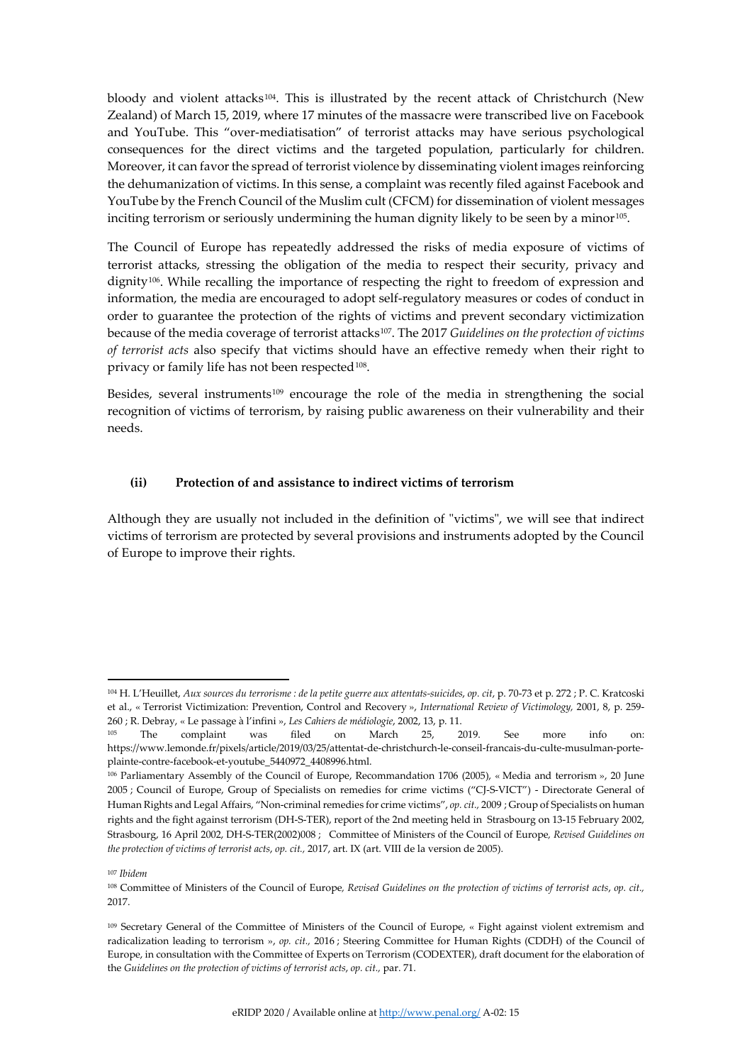bloody and violent attacks[104]. This is illustrated by the recent attack of Christchurch (New Zealand) of March 15, 2019, where 17 minutes of the massacre were transcribed live on Facebook and YouTube. This "over-mediatisation" of terrorist attacks may have serious psychological consequences for the direct victims and the targeted population, particularly for children. Moreover, it can favor the spread of terrorist violence by disseminating violent images reinforcing the dehumanization of victims. In this sense, a complaint was recently filed against Facebook and YouTube by the French Council of the Muslim cult (CFCM) for dissemination of violent messages inciting terrorism or seriously undermining the human dignity likely to be seen by a minor[105].

The Council of Europe has repeatedly addressed the risks of media exposure of victims of terrorist attacks, stressing the obligation of the media to respect their security, privacy and dignity[106]. While recalling the importance of respecting the right to freedom of expression and information, the media are encouraged to adopt self-regulatory measures or codes of conduct in order to guarantee the protection of the rights of victims and prevent secondary victimization because of the media coverage of terrorist attacks[107]. The 2017 *Guidelines on the protection of victims of terrorist acts* also specify that victims should have an effective remedy when their right to privacy or family life has not been respected[108].

Besides, several instruments[109] encourage the role of the media in strengthening the social recognition of victims of terrorism, by raising public awareness on their vulnerability and their needs.

#### (ii) Protection of and assistance to indirect victims of terrorism

Although they are usually not included in the definition of "victims", we will see that indirect victims of terrorism are protected by several provisions and instruments adopted by the Council of Europe to improve their rights.

---

[104] H. L'Heuillet, *Aux sources du terrorisme : de la petite guerre aux attentats-suicides*, *op. cit*, p. 70-73 et p. 272 ; P. C. Kratcoski et al., « Terrorist Victimization: Prevention, Control and Recovery », *International Review of Victimology,* 2001, 8, p. 259-260 ; R. Debray, « Le passage à l'infini », *Les Cahiers de médiologie*, 2002, 13, p. 11.

[105] The complaint was filed on March 25, 2019. See more info on: https://www.lemonde.fr/pixels/article/2019/03/25/attentat-de-christchurch-le-conseil-francais-du-culte-musulman-porte-plainte-contre-facebook-et-youtube_5440972_4408996.html.

[106] Parliamentary Assembly of the Council of Europe, Recommandation 1706 (2005), « Media and terrorism », 20 June 2005 ; Council of Europe, Group of Specialists on remedies for crime victims ("CJ-S-VICT") - Directorate General of Human Rights and Legal Affairs, "Non-criminal remedies for crime victims", *op. cit.,* 2009 ; Group of Specialists on human rights and the fight against terrorism (DH-S-TER), report of the 2nd meeting held in Strasbourg on 13-15 February 2002, Strasbourg, 16 April 2002, DH-S-TER(2002)008 ; Committee of Ministers of the Council of Europe*, Revised Guidelines on the protection of victims of terrorist acts*, *op. cit.,* 2017, art. IX (art. VIII de la version de 2005).

[107] *Ibidem*

[108] Committee of Ministers of the Council of Europe*, Revised Guidelines on the protection of victims of terrorist acts*, *op. cit.,* 2017.

[109] Secretary General of the Committee of Ministers of the Council of Europe, « Fight against violent extremism and radicalization leading to terrorism », *op. cit.,* 2016 ; Steering Committee for Human Rights (CDDH) of the Council of Europe, in consultation with the Committee of Experts on Terrorism (CODEXTER), draft document for the elaboration of the *Guidelines on the protection of victims of terrorist acts*, *op. cit.,* par. 71.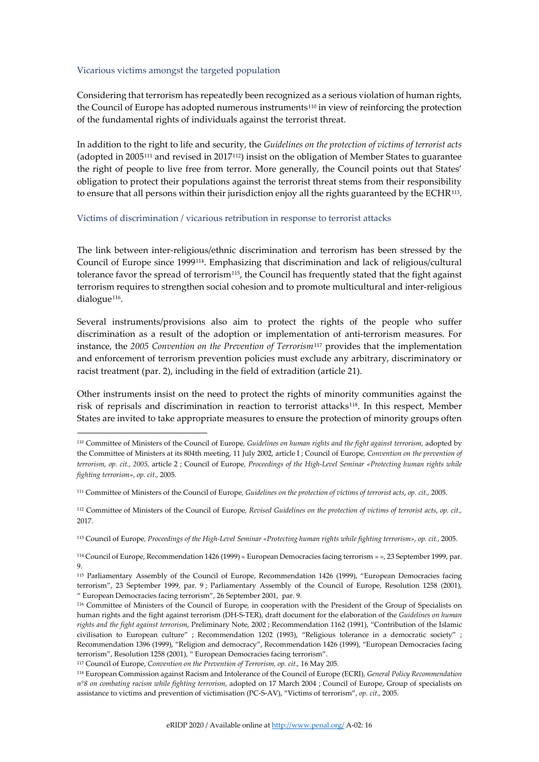### Vicarious victims amongst the targeted population

Considering that terrorism has repeatedly been recognized as a serious violation of human rights, the Council of Europe has adopted numerous instruments[110] in view of reinforcing the protection of the fundamental rights of individuals against the terrorist threat.

In addition to the right to life and security, the *Guidelines on the protection of victims of terrorist acts* (adopted in 2005[111] and revised in 2017[112]) insist on the obligation of Member States to guarantee the right of people to live free from terror. More generally, the Council points out that States' obligation to protect their populations against the terrorist threat stems from their responsibility to ensure that all persons within their jurisdiction enjoy all the rights guaranteed by the ECHR[113].

### Victims of discrimination / vicarious retribution in response to terrorist attacks

The link between inter-religious/ethnic discrimination and terrorism has been stressed by the Council of Europe since 1999[114]. Emphasizing that discrimination and lack of religious/cultural tolerance favor the spread of terrorism[115], the Council has frequently stated that the fight against terrorism requires to strengthen social cohesion and to promote multicultural and inter-religious dialogue[116].

Several instruments/provisions also aim to protect the rights of the people who suffer discrimination as a result of the adoption or implementation of anti-terrorism measures. For instance, the *2005 Convention on the Prevention of Terrorism*[117] provides that the implementation and enforcement of terrorism prevention policies must exclude any arbitrary, discriminatory or racist treatment (par. 2), including in the field of extradition (article 21).

Other instruments insist on the need to protect the rights of minority communities against the risk of reprisals and discrimination in reaction to terrorist attacks[118]. In this respect, Member States are invited to take appropriate measures to ensure the protection of minority groups often

---

[110] Committee of Ministers of the Council of Europe, *Guidelines on human rights and the fight against terrorism*, adopted by the Committee of Ministers at its 804th meeting, 11 July 2002, article I ; Council of Europe, *Convention on the prevention of terrorism*, *op. cit.*, *2005*, article 2 ; Council of Europe, *Proceedings of the High-Level Seminar «Protecting human rights while fighting terrorism»*, *op. cit.*, 2005.

[111] Committee of Ministers of the Council of Europe, *Guidelines on the protection of victims of terrorist acts*, *op. cit.*, 2005.

[112] Committee of Ministers of the Council of Europe, *Revised Guidelines on the protection of victims of terrorist acts*, *op. cit.*, 2017.

[113] Council of Europe, *Proceedings of the High-Level Seminar «Protecting human rights while fighting terrorism»*, *op. cit.*, 2005.

[114] Council of Europe, Recommendation 1426 (1999) « European Democracies facing terrorism » », 23 September 1999, par. 9.

[115] Parliamentary Assembly of the Council of Europe, Recommendation 1426 (1999), "European Democracies facing terrorism", 23 September 1999, par. 9 ; Parliamentary Assembly of the Council of Europe, Resolution 1258 (2001), " European Democracies facing terrorism", 26 September 2001, par. 9.

[116] Committee of Ministers of the Council of Europe, in cooperation with the President of the Group of Specialists on human rights and the fight against terrorism (DH-S-TER), draft document for the elaboration of the *Guidelines on human rights and the fight against terrorism*, Preliminary Note, 2002 ; Recommendation 1162 (1991), "Contribution of the Islamic civilisation to European culture" ; Recommendation 1202 (1993), "Religious tolerance in a democratic society" ; Recommendation 1396 (1999), "Religion and democracy", Recommendation 1426 (1999), "European Democracies facing terrorism", Resolution 1258 (2001), " European Democracies facing terrorism".

[117] Council of Europe, *Convention on the Prevention of Terrorism, op. cit.*, 16 May 205.

[118] European Commission against Racism and Intolerance of the Council of Europe (ECRI), *General Policy Recommendation n°8 on combating racism while fighting terrorism*, adopted on 17 March 2004 ; Council of Europe, Group of specialists on assistance to victims and prevention of victimisation (PC-S-AV), "Victims of terrorism", *op. cit.*, 2005.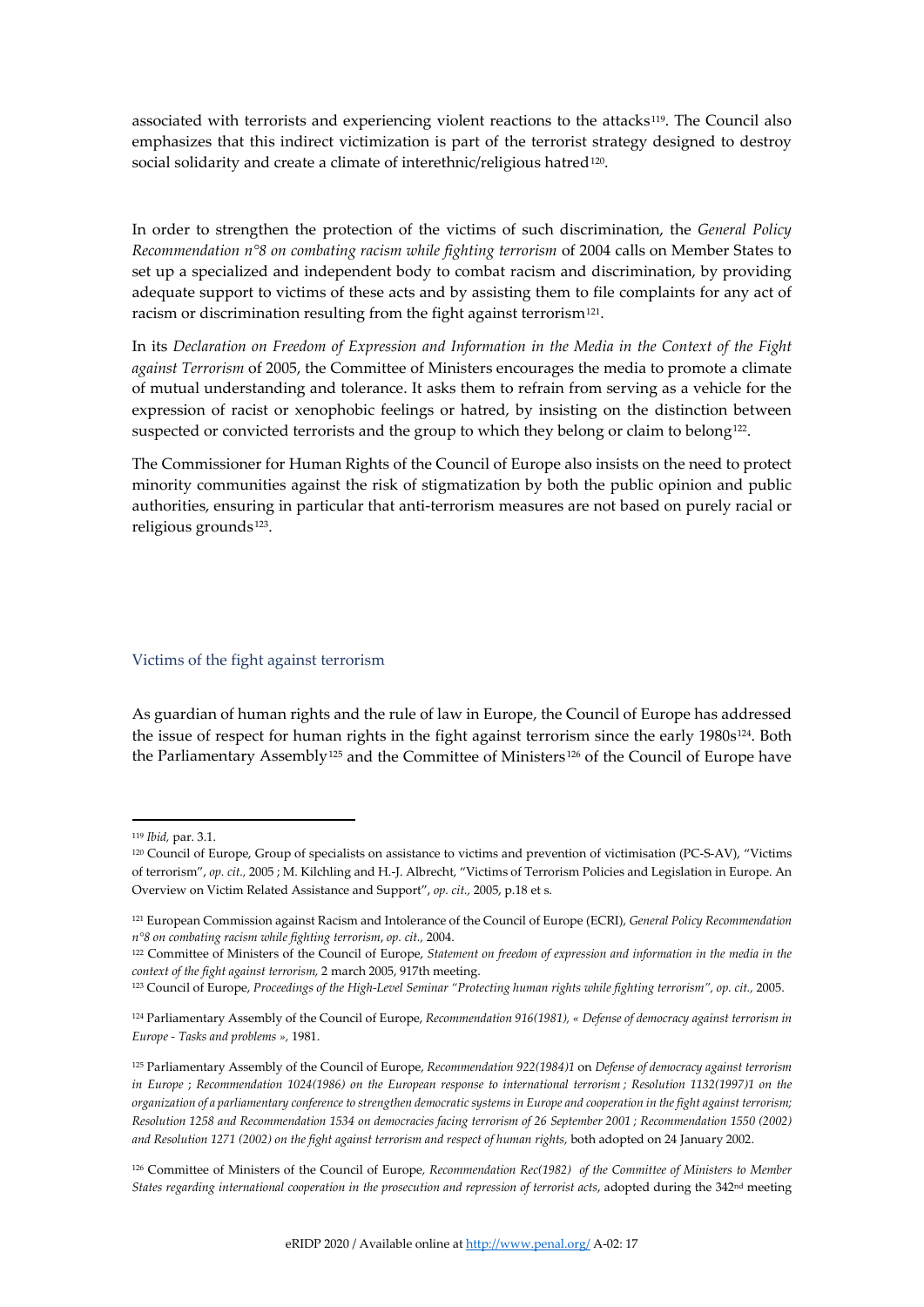associated with terrorists and experiencing violent reactions to the attacks[119]. The Council also emphasizes that this indirect victimization is part of the terrorist strategy designed to destroy social solidarity and create a climate of interethnic/religious hatred[120].

In order to strengthen the protection of the victims of such discrimination, the *General Policy Recommendation n°8 on combating racism while fighting terrorism* of 2004 calls on Member States to set up a specialized and independent body to combat racism and discrimination, by providing adequate support to victims of these acts and by assisting them to file complaints for any act of racism or discrimination resulting from the fight against terrorism[121].

In its *Declaration on Freedom of Expression and Information in the Media in the Context of the Fight against Terrorism* of 2005, the Committee of Ministers encourages the media to promote a climate of mutual understanding and tolerance. It asks them to refrain from serving as a vehicle for the expression of racist or xenophobic feelings or hatred, by insisting on the distinction between suspected or convicted terrorists and the group to which they belong or claim to belong[122].

The Commissioner for Human Rights of the Council of Europe also insists on the need to protect minority communities against the risk of stigmatization by both the public opinion and public authorities, ensuring in particular that anti-terrorism measures are not based on purely racial or religious grounds[123].

### Victims of the fight against terrorism

As guardian of human rights and the rule of law in Europe, the Council of Europe has addressed the issue of respect for human rights in the fight against terrorism since the early 1980s[124]. Both the Parliamentary Assembly[125] and the Committee of Ministers[126] of the Council of Europe have

---

[119] *Ibid,* par. 3.1.

[120] Council of Europe, Group of specialists on assistance to victims and prevention of victimisation (PC-S-AV), "Victims of terrorism", *op. cit.,* 2005 ; M. Kilchling and H.-J. Albrecht, "Victims of Terrorism Policies and Legislation in Europe. An Overview on Victim Related Assistance and Support", *op. cit.,* 2005, p.18 et s.

[121] European Commission against Racism and Intolerance of the Council of Europe (ECRI), *General Policy Recommendation n°8 on combating racism while fighting terrorism*, *op. cit.,* 2004.

[122] Committee of Ministers of the Council of Europe, *Statement on freedom of expression and information in the media in the context of the fight against terrorism,* 2 march 2005, 917th meeting.

[123] Council of Europe, *Proceedings of the High-Level Seminar "Protecting human rights while fighting terrorism", op. cit.,* 2005.

[124] Parliamentary Assembly of the Council of Europe, *Recommendation 916(1981), « Defense of democracy against terrorism in Europe - Tasks and problems »,* 1981.

[125] Parliamentary Assembly of the Council of Europe, *Recommendation 922(1984)1* on *Defense of democracy against terrorism in Europe* ; *Recommendation 1024(1986) on the European response to international terrorism ; Resolution 1132(1997)1 on the organization of a parliamentary conference to strengthen democratic systems in Europe and cooperation in the fight against terrorism; Resolution 1258 and Recommendation 1534 on democracies facing terrorism of 26 September 2001 ; Recommendation 1550 (2002) and Resolution 1271 (2002) on the fight against terrorism and respect of human rights,* both adopted on 24 January 2002.

[126] Committee of Ministers of the Council of Europe*, Recommendation Rec(1982) of the Committee of Ministers to Member States regarding international cooperation in the prosecution and repression of terrorist acts*, adopted during the 342nd meeting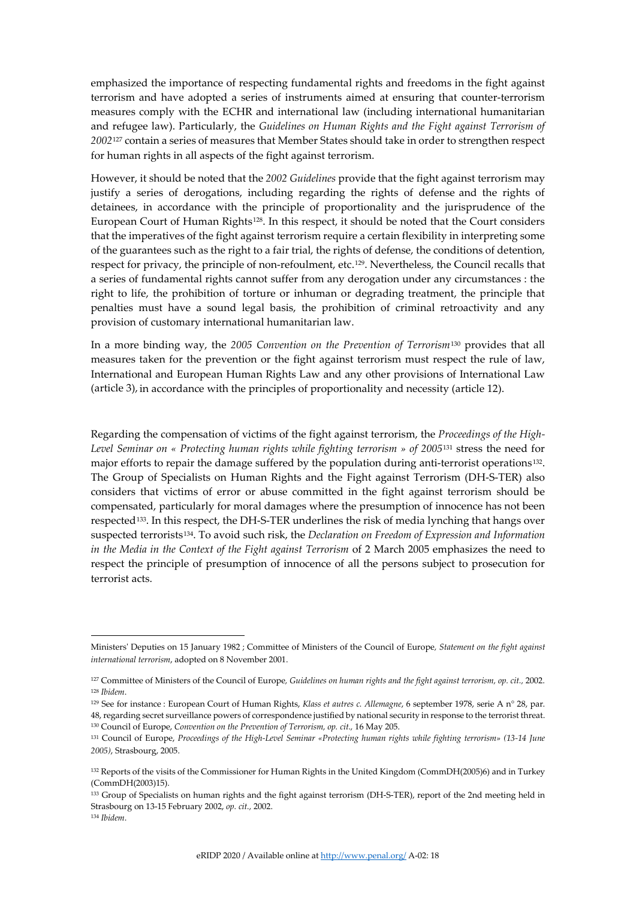emphasized the importance of respecting fundamental rights and freedoms in the fight against terrorism and have adopted a series of instruments aimed at ensuring that counter-terrorism measures comply with the ECHR and international law (including international humanitarian and refugee law). Particularly, the *Guidelines on Human Rights and the Fight against Terrorism of 2002*[127] contain a series of measures that Member States should take in order to strengthen respect for human rights in all aspects of the fight against terrorism.

However, it should be noted that the *2002 Guidelines* provide that the fight against terrorism may justify a series of derogations, including regarding the rights of defense and the rights of detainees, in accordance with the principle of proportionality and the jurisprudence of the European Court of Human Rights[128]. In this respect, it should be noted that the Court considers that the imperatives of the fight against terrorism require a certain flexibility in interpreting some of the guarantees such as the right to a fair trial, the rights of defense, the conditions of detention, respect for privacy, the principle of non-refoulment, etc.[129]. Nevertheless, the Council recalls that a series of fundamental rights cannot suffer from any derogation under any circumstances : the right to life, the prohibition of torture or inhuman or degrading treatment, the principle that penalties must have a sound legal basis, the prohibition of criminal retroactivity and any provision of customary international humanitarian law.

In a more binding way, the *2005 Convention on the Prevention of Terrorism*[130] provides that all measures taken for the prevention or the fight against terrorism must respect the rule of law, International and European Human Rights Law and any other provisions of International Law (article 3), in accordance with the principles of proportionality and necessity (article 12).

Regarding the compensation of victims of the fight against terrorism, the *Proceedings of the High-Level Seminar on « Protecting human rights while fighting terrorism » of 2005*[131] stress the need for major efforts to repair the damage suffered by the population during anti-terrorist operations[132]. The Group of Specialists on Human Rights and the Fight against Terrorism (DH-S-TER) also considers that victims of error or abuse committed in the fight against terrorism should be compensated, particularly for moral damages where the presumption of innocence has not been respected[133]. In this respect, the DH-S-TER underlines the risk of media lynching that hangs over suspected terrorists[134]. To avoid such risk, the *Declaration on Freedom of Expression and Information in the Media in the Context of the Fight against Terrorism* of 2 March 2005 emphasizes the need to respect the principle of presumption of innocence of all the persons subject to prosecution for terrorist acts.

---

Ministers' Deputies on 15 January 1982 ; Committee of Ministers of the Council of Europe, *Statement on the fight against international terrorism*, adopted on 8 November 2001.

[127] Committee of Ministers of the Council of Europe, *Guidelines on human rights and the fight against terrorism, op. cit.*, 2002.
[128] *Ibidem*.
[129] See for instance : European Court of Human Rights, *Klass et autres c. Allemagne*, 6 september 1978, serie A n° 28, par. 48, regarding secret surveillance powers of correspondence justified by national security in response to the terrorist threat.
[130] Council of Europe, *Convention on the Prevention of Terrorism, op. cit.*, 16 May 205.
[131] Council of Europe, *Proceedings of the High-Level Seminar «Protecting human rights while fighting terrorism» (13-14 June 2005)*, Strasbourg, 2005.

[132] Reports of the visits of the Commissioner for Human Rights in the United Kingdom (CommDH(2005)6) and in Turkey (CommDH(2003)15).
[133] Group of Specialists on human rights and the fight against terrorism (DH-S-TER), report of the 2nd meeting held in Strasbourg on 13-15 February 2002, *op. cit.*, 2002.
[134] *Ibidem*.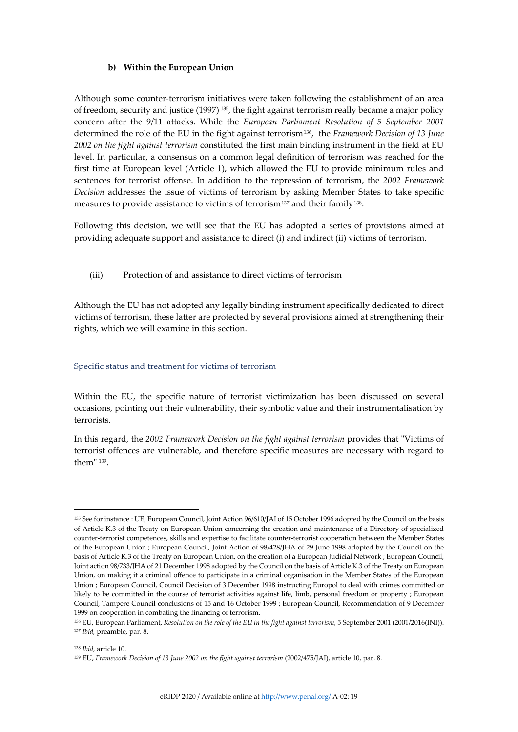#### b) Within the European Union

Although some counter-terrorism initiatives were taken following the establishment of an area of freedom, security and justice (1997) [135], the fight against terrorism really became a major policy concern after the 9/11 attacks. While the *European Parliament Resolution of 5 September 2001* determined the role of the EU in the fight against terrorism[136], the *Framework Decision of 13 June 2002 on the fight against terrorism* constituted the first main binding instrument in the field at EU level. In particular, a consensus on a common legal definition of terrorism was reached for the first time at European level (Article 1), which allowed the EU to provide minimum rules and sentences for terrorist offense. In addition to the repression of terrorism, the *2002 Framework Decision* addresses the issue of victims of terrorism by asking Member States to take specific measures to provide assistance to victims of terrorism[137] and their family[138].

Following this decision, we will see that the EU has adopted a series of provisions aimed at providing adequate support and assistance to direct (i) and indirect (ii) victims of terrorism.

##### (iii) Protection of and assistance to direct victims of terrorism

Although the EU has not adopted any legally binding instrument specifically dedicated to direct victims of terrorism, these latter are protected by several provisions aimed at strengthening their rights, which we will examine in this section.

###### Specific status and treatment for victims of terrorism

Within the EU, the specific nature of terrorist victimization has been discussed on several occasions, pointing out their vulnerability, their symbolic value and their instrumentalisation by terrorists.

In this regard, the *2002 Framework Decision on the fight against terrorism* provides that "Victims of terrorist offences are vulnerable, and therefore specific measures are necessary with regard to them" [139].

---

[135] See for instance : UE, European Council, Joint Action 96/610/JAI of 15 October 1996 adopted by the Council on the basis of Article K.3 of the Treaty on European Union concerning the creation and maintenance of a Directory of specialized counter-terrorist competences, skills and expertise to facilitate counter-terrorist cooperation between the Member States of the European Union ; European Council, Joint Action of 98/428/JHA of 29 June 1998 adopted by the Council on the basis of Article K.3 of the Treaty on European Union, on the creation of a European Judicial Network ; European Council, Joint action 98/733/JHA of 21 December 1998 adopted by the Council on the basis of Article K.3 of the Treaty on European Union, on making it a criminal offence to participate in a criminal organisation in the Member States of the European Union ; European Council, Council Decision of 3 December 1998 instructing Europol to deal with crimes committed or likely to be committed in the course of terrorist activities against life, limb, personal freedom or property ; European Council, Tampere Council conclusions of 15 and 16 October 1999 ; European Council, Recommendation of 9 December 1999 on cooperation in combating the financing of terrorism.

[136] EU, European Parliament, *Resolution on the role of the EU in the fight against terrorism,* 5 September 2001 (2001/2016(INI)).

[137] *Ibid,* preamble, par. 8.

[138] *Ibid,* article 10.

[139] EU, *Framework Decision of 13 June 2002 on the fight against terrorism* (2002/475/JAI), article 10, par. 8.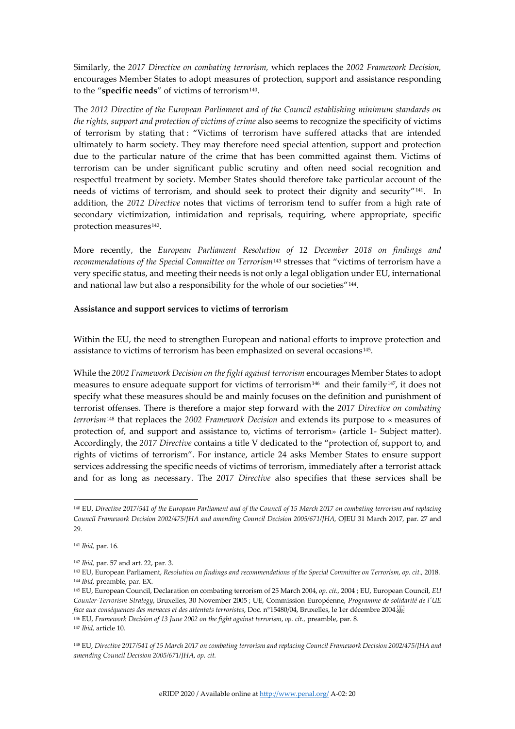Similarly, the *2017 Directive on combating terrorism,* which replaces the *2002 Framework Decision,* encourages Member States to adopt measures of protection, support and assistance responding to the "**specific needs**" of victims of terrorism[140].

The *2012 Directive of the European Parliament and of the Council establishing minimum standards on the rights, support and protection of victims of crime* also seems to recognize the specificity of victims of terrorism by stating that : "Victims of terrorism have suffered attacks that are intended ultimately to harm society. They may therefore need special attention, support and protection due to the particular nature of the crime that has been committed against them. Victims of terrorism can be under significant public scrutiny and often need social recognition and respectful treatment by society. Member States should therefore take particular account of the needs of victims of terrorism, and should seek to protect their dignity and security"[141]. In addition, the *2012 Directive* notes that victims of terrorism tend to suffer from a high rate of secondary victimization, intimidation and reprisals, requiring, where appropriate, specific protection measures[142].

More recently, the *European Parliament Resolution of 12 December 2018 on findings and recommendations of the Special Committee on Terrorism*[143] stresses that "victims of terrorism have a very specific status, and meeting their needs is not only a legal obligation under EU, international and national law but also a responsibility for the whole of our societies"[144].

**Assistance and support services to victims of terrorism**

Within the EU, the need to strengthen European and national efforts to improve protection and assistance to victims of terrorism has been emphasized on several occasions[145].

While the *2002 Framework Decision on the fight against terrorism* encourages Member States to adopt measures to ensure adequate support for victims of terrorism[146] and their family[147], it does not specify what these measures should be and mainly focuses on the definition and punishment of terrorist offenses. There is therefore a major step forward with the *2017 Directive on combating terrorism*[148] that replaces the *2002 Framework Decision* and extends its purpose to « measures of protection of, and support and assistance to, victims of terrorism» (article 1- Subject matter). Accordingly, the *2017 Directive* contains a title V dedicated to the "protection of, support to, and rights of victims of terrorism". For instance, article 24 asks Member States to ensure support services addressing the specific needs of victims of terrorism, immediately after a terrorist attack and for as long as necessary. The *2017 Directive* also specifies that these services shall be

---

[140] EU, *Directive 2017/541 of the European Parliament and of the Council of 15 March 2017 on combating terrorism and replacing Council Framework Decision 2002/475/JHA and amending Council Decision 2005/671/JHA,* OJEU 31 March 2017, par. 27 and 29.

[141] *Ibid,* par. 16.

[142] *Ibid,* par. 57 and art. 22, par. 3.

[143] EU, European Parliament, *Resolution on findings and recommendations of the Special Committee on Terrorism, op. cit.,* 2018.

[144] *Ibid,* preamble, par. EX.

[145] EU, European Council, Declaration on combating terrorism of 25 March 2004, *op. cit.,* 2004 ; EU, European Council, *EU Counter-Terrorism Strategy*, Bruxelles, 30 November 2005 ; UE, Commission Européenne, *Programme de solidarité de l'UE face aux conséquences des menaces et des attentats terroristes*, Doc. n°15480/04, Bruxelles, le 1er décembre 2004.

[146] EU, *Framework Decision of 13 June 2002 on the fight against terrorism*, *op. cit.,* preamble, par. 8.

[147] *Ibid,* article 10.

[148] EU, *Directive 2017/541 of 15 March 2017 on combating terrorism and replacing Council Framework Decision 2002/475/JHA and amending Council Decision 2005/671/JHA, op. cit.*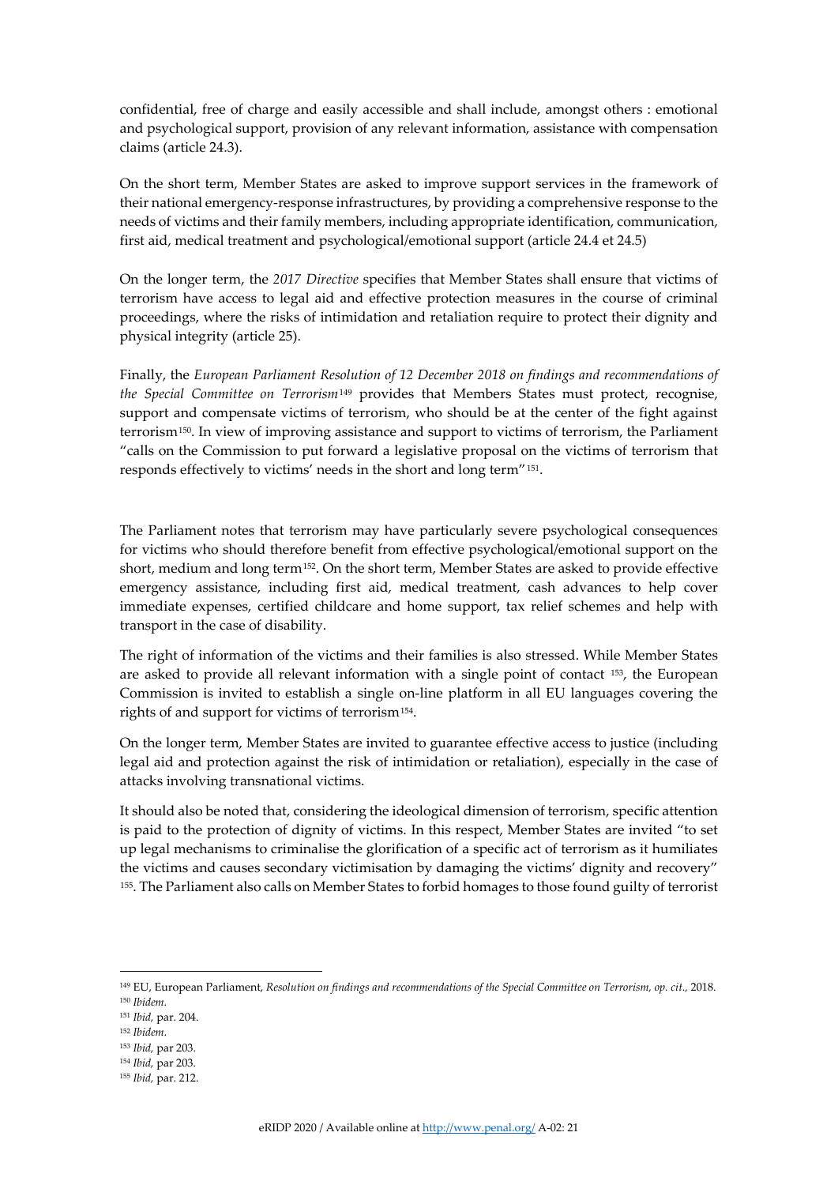confidential, free of charge and easily accessible and shall include, amongst others : emotional and psychological support, provision of any relevant information, assistance with compensation claims (article 24.3).

On the short term, Member States are asked to improve support services in the framework of their national emergency-response infrastructures, by providing a comprehensive response to the needs of victims and their family members, including appropriate identification, communication, first aid, medical treatment and psychological/emotional support (article 24.4 et 24.5)

On the longer term, the *2017 Directive* specifies that Member States shall ensure that victims of terrorism have access to legal aid and effective protection measures in the course of criminal proceedings, where the risks of intimidation and retaliation require to protect their dignity and physical integrity (article 25).

Finally, the *European Parliament Resolution of 12 December 2018 on findings and recommendations of the Special Committee on Terrorism*[149] provides that Members States must protect, recognise, support and compensate victims of terrorism, who should be at the center of the fight against terrorism[150]. In view of improving assistance and support to victims of terrorism, the Parliament "calls on the Commission to put forward a legislative proposal on the victims of terrorism that responds effectively to victims' needs in the short and long term"[151].

The Parliament notes that terrorism may have particularly severe psychological consequences for victims who should therefore benefit from effective psychological/emotional support on the short, medium and long term[152]. On the short term, Member States are asked to provide effective emergency assistance, including first aid, medical treatment, cash advances to help cover immediate expenses, certified childcare and home support, tax relief schemes and help with transport in the case of disability.

The right of information of the victims and their families is also stressed. While Member States are asked to provide all relevant information with a single point of contact [153], the European Commission is invited to establish a single on-line platform in all EU languages covering the rights of and support for victims of terrorism[154].

On the longer term, Member States are invited to guarantee effective access to justice (including legal aid and protection against the risk of intimidation or retaliation), especially in the case of attacks involving transnational victims.

It should also be noted that, considering the ideological dimension of terrorism, specific attention is paid to the protection of dignity of victims. In this respect, Member States are invited "to set up legal mechanisms to criminalise the glorification of a specific act of terrorism as it humiliates the victims and causes secondary victimisation by damaging the victims' dignity and recovery" [155]. The Parliament also calls on Member States to forbid homages to those found guilty of terrorist

---

[149] EU, European Parliament, *Resolution on findings and recommendations of the Special Committee on Terrorism, op. cit.,* 2018.

[150] *Ibidem.*

[151] *Ibid,* par. 204.

[152] *Ibidem.*

[153] *Ibid,* par 203.

[154] *Ibid,* par 203.

[155] *Ibid,* par. 212.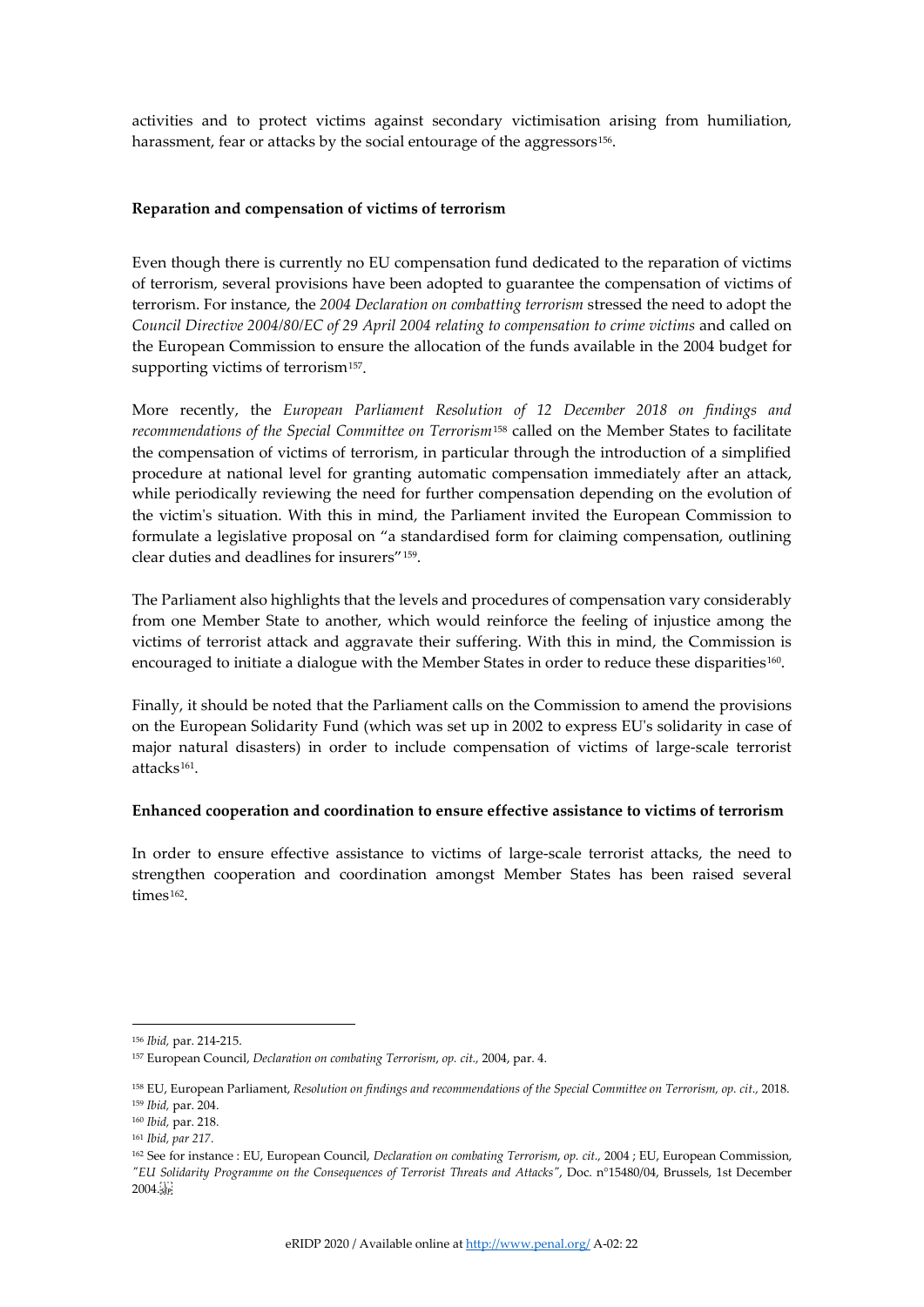activities and to protect victims against secondary victimisation arising from humiliation, harassment, fear or attacks by the social entourage of the aggressors[156].

**Reparation and compensation of victims of terrorism**

Even though there is currently no EU compensation fund dedicated to the reparation of victims of terrorism, several provisions have been adopted to guarantee the compensation of victims of terrorism. For instance, the *2004 Declaration on combatting terrorism* stressed the need to adopt the *Council Directive 2004/80/EC of 29 April 2004 relating to compensation to crime victims* and called on the European Commission to ensure the allocation of the funds available in the 2004 budget for supporting victims of terrorism[157].

More recently, the *European Parliament Resolution of 12 December 2018 on findings and recommendations of the Special Committee on Terrorism*[158] called on the Member States to facilitate the compensation of victims of terrorism, in particular through the introduction of a simplified procedure at national level for granting automatic compensation immediately after an attack, while periodically reviewing the need for further compensation depending on the evolution of the victim's situation. With this in mind, the Parliament invited the European Commission to formulate a legislative proposal on "a standardised form for claiming compensation, outlining clear duties and deadlines for insurers"[159].

The Parliament also highlights that the levels and procedures of compensation vary considerably from one Member State to another, which would reinforce the feeling of injustice among the victims of terrorist attack and aggravate their suffering. With this in mind, the Commission is encouraged to initiate a dialogue with the Member States in order to reduce these disparities[160].

Finally, it should be noted that the Parliament calls on the Commission to amend the provisions on the European Solidarity Fund (which was set up in 2002 to express EU's solidarity in case of major natural disasters) in order to include compensation of victims of large-scale terrorist attacks[161].

**Enhanced cooperation and coordination to ensure effective assistance to victims of terrorism**

In order to ensure effective assistance to victims of large-scale terrorist attacks, the need to strengthen cooperation and coordination amongst Member States has been raised several times[162].

---

[156] *Ibid,* par. 214-215.

[157] European Council, *Declaration on combating Terrorism*, *op. cit.,* 2004, par. 4.

[158] EU, European Parliament, *Resolution on findings and recommendations of the Special Committee on Terrorism*, *op. cit.,* 2018.

[159] *Ibid,* par. 204.

[160] *Ibid,* par. 218.

[161] *Ibid, par 217.*

[162] See for instance : EU, European Council, *Declaration on combating Terrorism*, *op. cit.,* 2004 ; EU, European Commission, *"EU Solidarity Programme on the Consequences of Terrorist Threats and Attacks"*, Doc. n°15480/04, Brussels, 1st December 2004.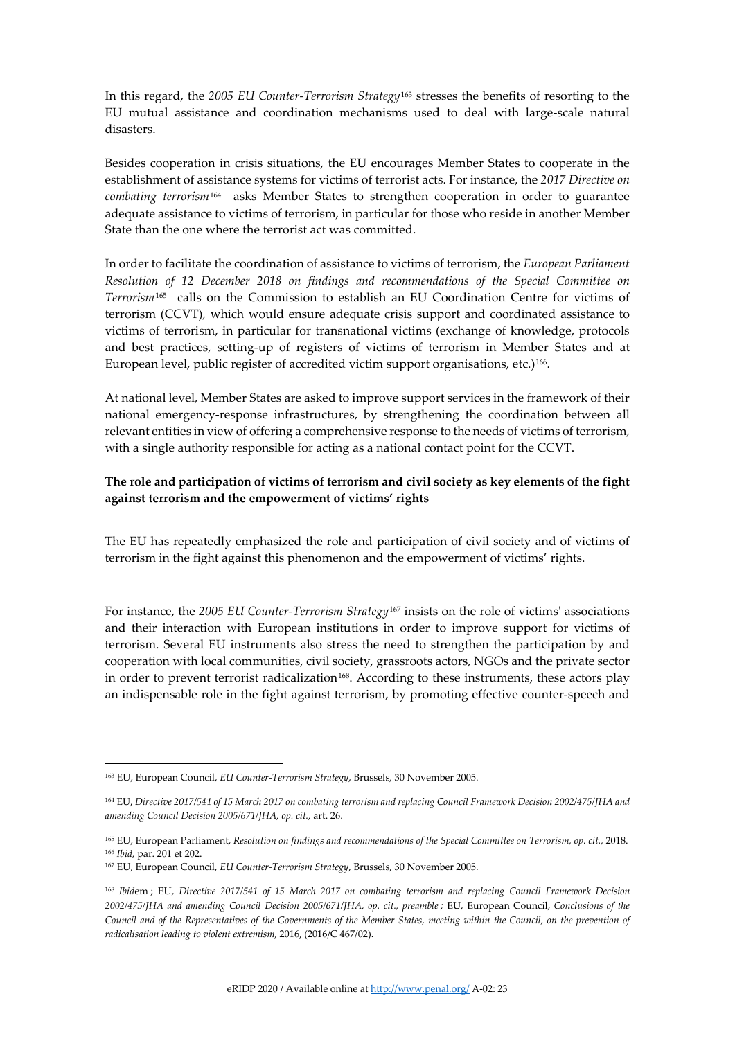In this regard, the *2005 EU Counter-Terrorism Strategy*[163] stresses the benefits of resorting to the EU mutual assistance and coordination mechanisms used to deal with large-scale natural disasters.

Besides cooperation in crisis situations, the EU encourages Member States to cooperate in the establishment of assistance systems for victims of terrorist acts. For instance, the *2017 Directive on combating terrorism*[164] asks Member States to strengthen cooperation in order to guarantee adequate assistance to victims of terrorism, in particular for those who reside in another Member State than the one where the terrorist act was committed.

In order to facilitate the coordination of assistance to victims of terrorism, the *European Parliament Resolution of 12 December 2018 on findings and recommendations of the Special Committee on Terrorism*[165] calls on the Commission to establish an EU Coordination Centre for victims of terrorism (CCVT), which would ensure adequate crisis support and coordinated assistance to victims of terrorism, in particular for transnational victims (exchange of knowledge, protocols and best practices, setting-up of registers of victims of terrorism in Member States and at European level, public register of accredited victim support organisations, etc.)[166].

At national level, Member States are asked to improve support services in the framework of their national emergency-response infrastructures, by strengthening the coordination between all relevant entities in view of offering a comprehensive response to the needs of victims of terrorism, with a single authority responsible for acting as a national contact point for the CCVT.

**The role and participation of victims of terrorism and civil society as key elements of the fight against terrorism and the empowerment of victims' rights**

The EU has repeatedly emphasized the role and participation of civil society and of victims of terrorism in the fight against this phenomenon and the empowerment of victims' rights.

For instance, the *2005 EU Counter-Terrorism Strategy*[167] insists on the role of victims' associations and their interaction with European institutions in order to improve support for victims of terrorism. Several EU instruments also stress the need to strengthen the participation by and cooperation with local communities, civil society, grassroots actors, NGOs and the private sector in order to prevent terrorist radicalization[168]. According to these instruments, these actors play an indispensable role in the fight against terrorism, by promoting effective counter-speech and

---

[163] EU, European Council, *EU Counter-Terrorism Strategy*, Brussels, 30 November 2005.

[164] EU, *Directive 2017/541 of 15 March 2017 on combating terrorism and replacing Council Framework Decision 2002/475/JHA and amending Council Decision 2005/671/JHA, op. cit.,* art. 26.

[165] EU, European Parliament, *Resolution on findings and recommendations of the Special Committee on Terrorism, op. cit.,* 2018.

[166] *Ibid,* par. 201 et 202.

[167] EU, European Council, *EU Counter-Terrorism Strategy*, Brussels, 30 November 2005.

[168] *Ibid*em ; EU, *Directive 2017/541 of 15 March 2017 on combating terrorism and replacing Council Framework Decision 2002/475/JHA and amending Council Decision 2005/671/JHA, op. cit., preamble* ; EU, European Council, *Conclusions of the Council and of the Representatives of the Governments of the Member States, meeting within the Council, on the prevention of radicalisation leading to violent extremism,* 2016, (2016/C 467/02).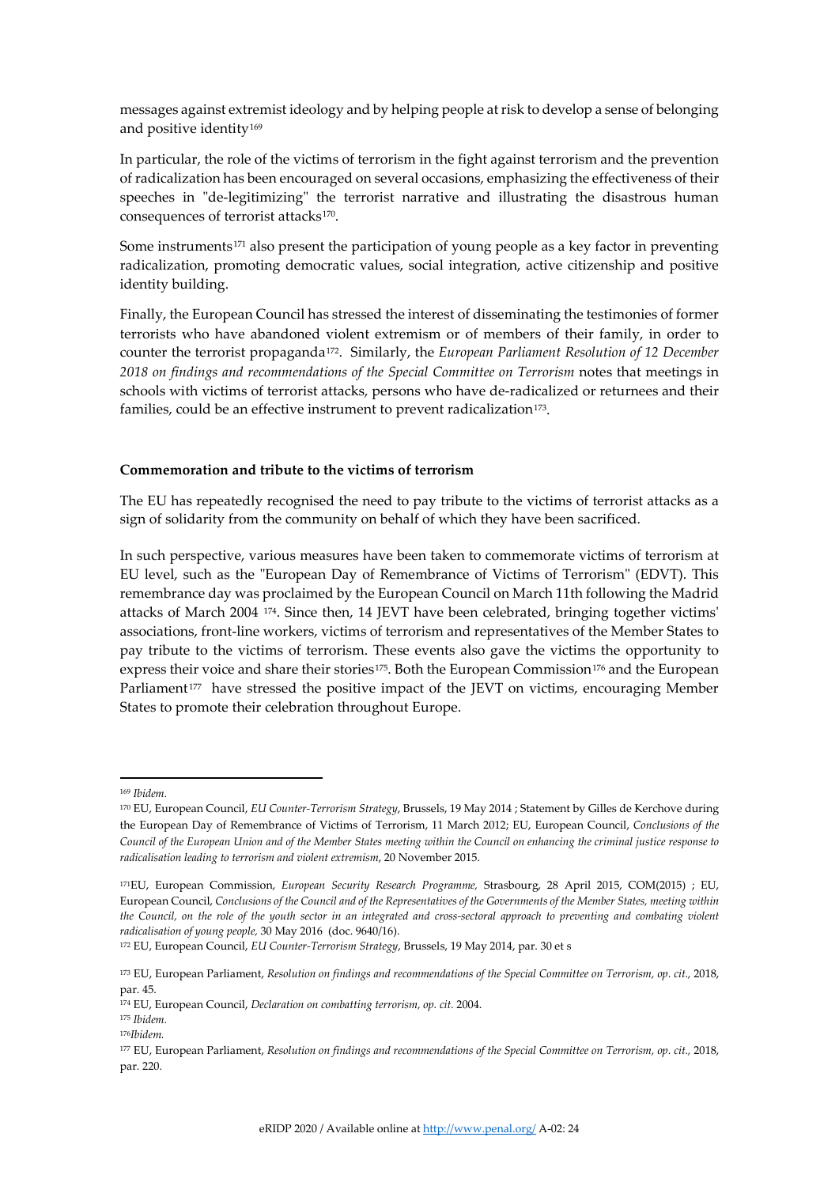messages against extremist ideology and by helping people at risk to develop a sense of belonging and positive identity[169]

In particular, the role of the victims of terrorism in the fight against terrorism and the prevention of radicalization has been encouraged on several occasions, emphasizing the effectiveness of their speeches in "de-legitimizing" the terrorist narrative and illustrating the disastrous human consequences of terrorist attacks[170].

Some instruments[171] also present the participation of young people as a key factor in preventing radicalization, promoting democratic values, social integration, active citizenship and positive identity building.

Finally, the European Council has stressed the interest of disseminating the testimonies of former terrorists who have abandoned violent extremism or of members of their family, in order to counter the terrorist propaganda[172]. Similarly, the *European Parliament Resolution of 12 December 2018 on findings and recommendations of the Special Committee on Terrorism* notes that meetings in schools with victims of terrorist attacks, persons who have de-radicalized or returnees and their families, could be an effective instrument to prevent radicalization[173].

**Commemoration and tribute to the victims of terrorism**

The EU has repeatedly recognised the need to pay tribute to the victims of terrorist attacks as a sign of solidarity from the community on behalf of which they have been sacrificed.

In such perspective, various measures have been taken to commemorate victims of terrorism at EU level, such as the "European Day of Remembrance of Victims of Terrorism" (EDVT). This remembrance day was proclaimed by the European Council on March 11th following the Madrid attacks of March 2004 [174]. Since then, 14 JEVT have been celebrated, bringing together victims' associations, front-line workers, victims of terrorism and representatives of the Member States to pay tribute to the victims of terrorism. These events also gave the victims the opportunity to express their voice and share their stories[175]. Both the European Commission[176] and the European Parliament[177] have stressed the positive impact of the JEVT on victims, encouraging Member States to promote their celebration throughout Europe.

---

[169] *Ibidem.*

[170] EU, European Council, *EU Counter-Terrorism Strategy*, Brussels, 19 May 2014 ; Statement by Gilles de Kerchove during the European Day of Remembrance of Victims of Terrorism, 11 March 2012; EU, European Council, *Conclusions of the Council of the European Union and of the Member States meeting within the Council on enhancing the criminal justice response to radicalisation leading to terrorism and violent extremism*, 20 November 2015.

[171] EU, European Commission, *European Security Research Programme*, Strasbourg, 28 April 2015, COM(2015) ; EU, European Council, *Conclusions of the Council and of the Representatives of the Governments of the Member States, meeting within the Council, on the role of the youth sector in an integrated and cross-sectoral approach to preventing and combating violent radicalisation of young people*, 30 May 2016 (doc. 9640/16).

[172] EU, European Council, *EU Counter-Terrorism Strategy*, Brussels, 19 May 2014, par. 30 et s

[173] EU, European Parliament, *Resolution on findings and recommendations of the Special Committee on Terrorism, op. cit.*, 2018, par. 45.

[174] EU, European Council, *Declaration on combatting terrorism, op. cit.* 2004.

[175] *Ibidem.*

[176] *Ibidem.*

[177] EU, European Parliament, *Resolution on findings and recommendations of the Special Committee on Terrorism, op. cit.*, 2018, par. 220.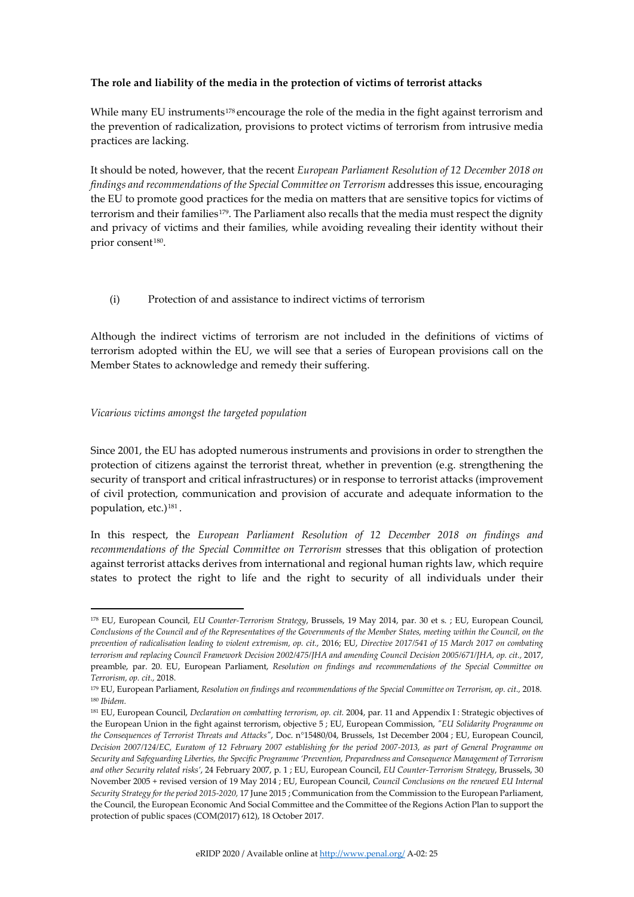**The role and liability of the media in the protection of victims of terrorist attacks**

While many EU instruments[178] encourage the role of the media in the fight against terrorism and the prevention of radicalization, provisions to protect victims of terrorism from intrusive media practices are lacking.

It should be noted, however, that the recent *European Parliament Resolution of 12 December 2018 on findings and recommendations of the Special Committee on Terrorism* addresses this issue, encouraging the EU to promote good practices for the media on matters that are sensitive topics for victims of terrorism and their families[179]. The Parliament also recalls that the media must respect the dignity and privacy of victims and their families, while avoiding revealing their identity without their prior consent[180].

(i) Protection of and assistance to indirect victims of terrorism

Although the indirect victims of terrorism are not included in the definitions of victims of terrorism adopted within the EU, we will see that a series of European provisions call on the Member States to acknowledge and remedy their suffering.

*Vicarious victims amongst the targeted population*

Since 2001, the EU has adopted numerous instruments and provisions in order to strengthen the protection of citizens against the terrorist threat, whether in prevention (e.g. strengthening the security of transport and critical infrastructures) or in response to terrorist attacks (improvement of civil protection, communication and provision of accurate and adequate information to the population, etc.)[181].

In this respect, the *European Parliament Resolution of 12 December 2018 on findings and recommendations of the Special Committee on Terrorism* stresses that this obligation of protection against terrorist attacks derives from international and regional human rights law, which require states to protect the right to life and the right to security of all individuals under their

---

[178] EU, European Council, *EU Counter-Terrorism Strategy*, Brussels, 19 May 2014, par. 30 et s. ; EU, European Council, *Conclusions of the Council and of the Representatives of the Governments of the Member States, meeting within the Council, on the prevention of radicalisation leading to violent extremism, op. cit.,* 2016; EU, *Directive 2017/541 of 15 March 2017 on combating terrorism and replacing Council Framework Decision 2002/475/JHA and amending Council Decision 2005/671/JHA, op. cit.*, 2017, preamble, par. 20. EU, European Parliament, *Resolution on findings and recommendations of the Special Committee on Terrorism, op. cit.,* 2018.

[179] EU, European Parliament, *Resolution on findings and recommendations of the Special Committee on Terrorism, op. cit.,* 2018.

[180] *Ibidem.*

[181] EU, European Council, *Declaration on combatting terrorism, op. cit.* 2004, par. 11 and Appendix I : Strategic objectives of the European Union in the fight against terrorism, objective 5 ; EU, European Commission, *"EU Solidarity Programme on the Consequences of Terrorist Threats and Attacks"*, Doc. n°15480/04, Brussels, 1st December 2004 ; EU, European Council, *Decision 2007/124/EC, Euratom of 12 February 2007 establishing for the period 2007-2013, as part of General Programme on Security and Safeguarding Liberties, the Specific Programme 'Prevention, Preparedness and Consequence Management of Terrorism and other Security related risks'*, 24 February 2007, p. 1 ; EU, European Council, *EU Counter-Terrorism Strategy*, Brussels, 30 November 2005 + revised version of 19 May 2014 ; EU, European Council, *Council Conclusions on the renewed EU Internal Security Strategy for the period 2015-2020*, 17 June 2015 ; Communication from the Commission to the European Parliament, the Council, the European Economic And Social Committee and the Committee of the Regions Action Plan to support the protection of public spaces (COM(2017) 612), 18 October 2017.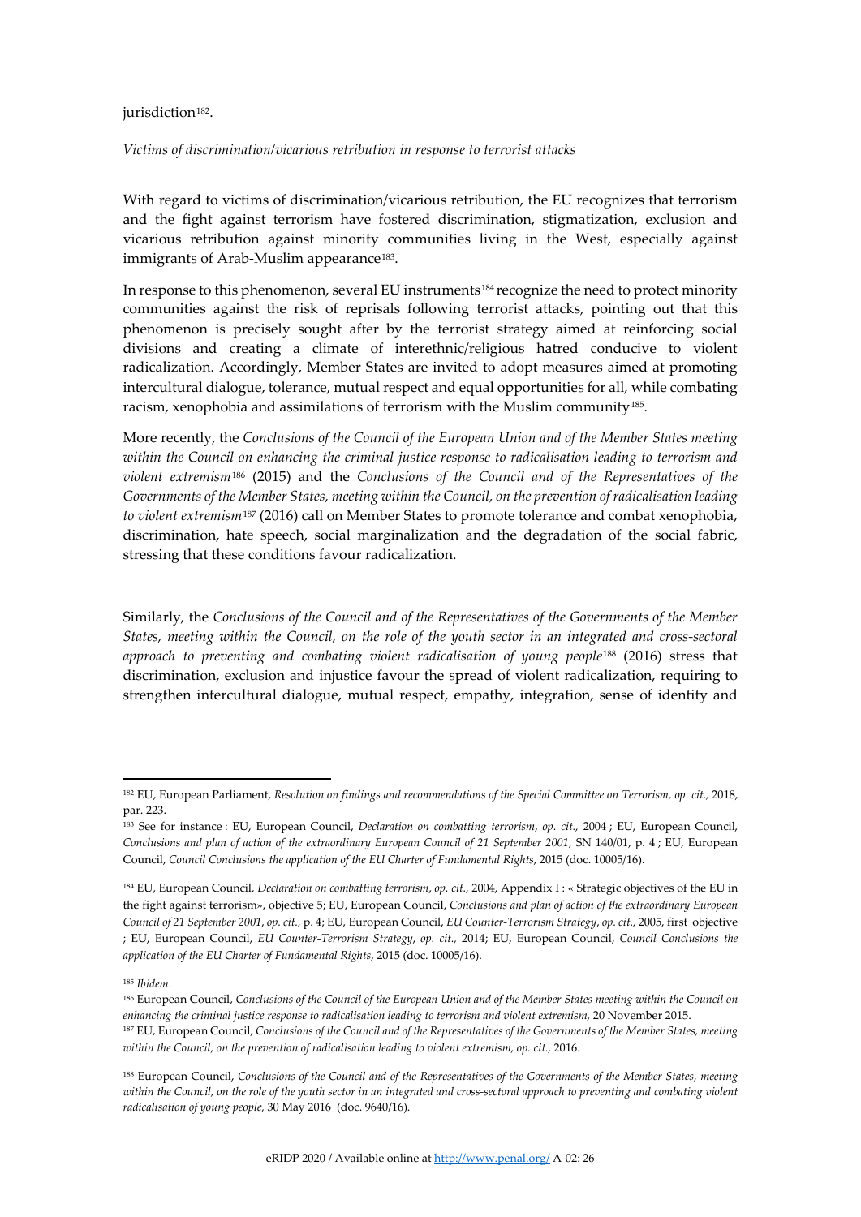jurisdiction[182].

*Victims of discrimination/vicarious retribution in response to terrorist attacks*

With regard to victims of discrimination/vicarious retribution, the EU recognizes that terrorism and the fight against terrorism have fostered discrimination, stigmatization, exclusion and vicarious retribution against minority communities living in the West, especially against immigrants of Arab-Muslim appearance[183].

In response to this phenomenon, several EU instruments[184] recognize the need to protect minority communities against the risk of reprisals following terrorist attacks, pointing out that this phenomenon is precisely sought after by the terrorist strategy aimed at reinforcing social divisions and creating a climate of interethnic/religious hatred conducive to violent radicalization. Accordingly, Member States are invited to adopt measures aimed at promoting intercultural dialogue, tolerance, mutual respect and equal opportunities for all, while combating racism, xenophobia and assimilations of terrorism with the Muslim community[185].

More recently, the *Conclusions of the Council of the European Union and of the Member States meeting within the Council on enhancing the criminal justice response to radicalisation leading to terrorism and violent extremism*[186] (2015) and the *Conclusions of the Council and of the Representatives of the Governments of the Member States, meeting within the Council, on the prevention of radicalisation leading to violent extremism*[187] (2016) call on Member States to promote tolerance and combat xenophobia, discrimination, hate speech, social marginalization and the degradation of the social fabric, stressing that these conditions favour radicalization.

Similarly, the *Conclusions of the Council and of the Representatives of the Governments of the Member States, meeting within the Council, on the role of the youth sector in an integrated and cross-sectoral approach to preventing and combating violent radicalisation of young people*[188] (2016) stress that discrimination, exclusion and injustice favour the spread of violent radicalization, requiring to strengthen intercultural dialogue, mutual respect, empathy, integration, sense of identity and

---

[182] EU, European Parliament, *Resolution on findings and recommendations of the Special Committee on Terrorism, op. cit.,* 2018, par. 223.

[183] See for instance : EU, European Council, *Declaration on combatting terrorism*, *op. cit.,* 2004 ; EU, European Council, *Conclusions and plan of action of the extraordinary European Council of 21 September 2001*, SN 140/01, p. 4 ; EU, European Council, *Council Conclusions the application of the EU Charter of Fundamental Rights*, 2015 (doc. 10005/16).

[184] EU, European Council, *Declaration on combatting terrorism*, *op. cit.,* 2004, Appendix I : « Strategic objectives of the EU in the fight against terrorism», objective 5; EU, European Council, *Conclusions and plan of action of the extraordinary European Council of 21 September 2001*, *op. cit.,* p. 4; EU, European Council, *EU Counter-Terrorism Strategy*, *op. cit.,* 2005, first objective ; EU, European Council, *EU Counter-Terrorism Strategy*, *op. cit.,* 2014; EU, European Council, *Council Conclusions the application of the EU Charter of Fundamental Rights*, 2015 (doc. 10005/16).

[185] *Ibidem*.

[186] European Council, *Conclusions of the Council of the European Union and of the Member States meeting within the Council on enhancing the criminal justice response to radicalisation leading to terrorism and violent extremism*, 20 November 2015.

[187] EU, European Council, *Conclusions of the Council and of the Representatives of the Governments of the Member States, meeting within the Council, on the prevention of radicalisation leading to violent extremism, op. cit.,* 2016.

[188] European Council, *Conclusions of the Council and of the Representatives of the Governments of the Member States, meeting within the Council, on the role of the youth sector in an integrated and cross-sectoral approach to preventing and combating violent radicalisation of young people,* 30 May 2016 (doc. 9640/16).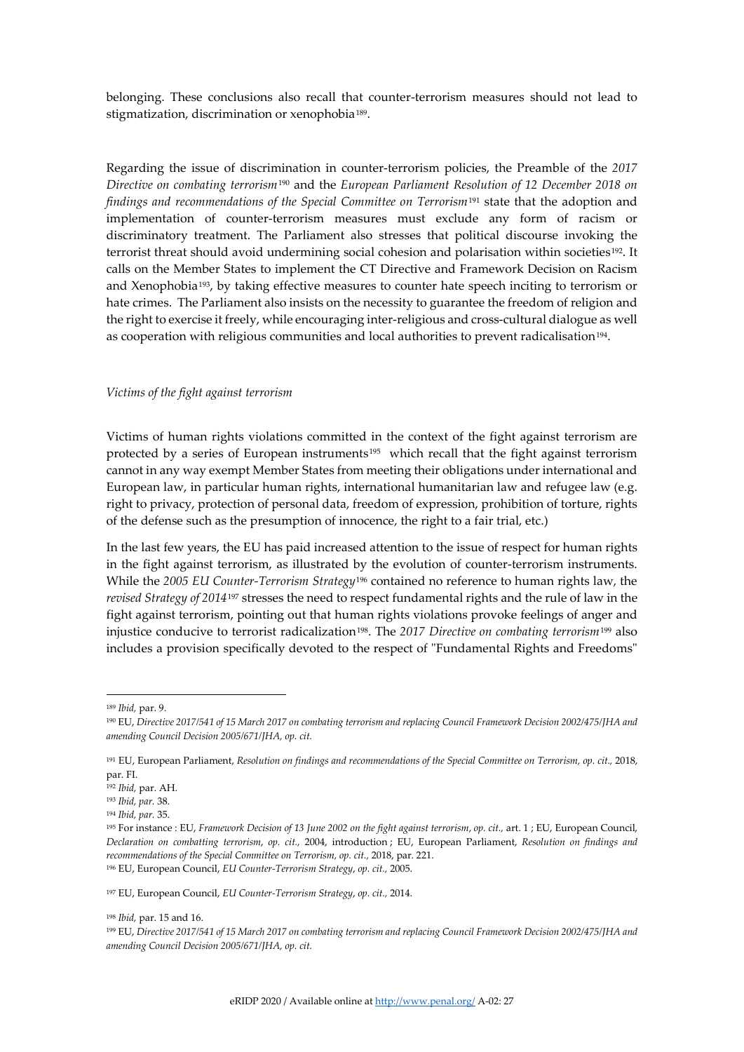belonging. These conclusions also recall that counter-terrorism measures should not lead to stigmatization, discrimination or xenophobia[189].

Regarding the issue of discrimination in counter-terrorism policies, the Preamble of the *2017 Directive on combating terrorism*[190] and the *European Parliament Resolution of 12 December 2018 on findings and recommendations of the Special Committee on Terrorism*[191] state that the adoption and implementation of counter-terrorism measures must exclude any form of racism or discriminatory treatment. The Parliament also stresses that political discourse invoking the terrorist threat should avoid undermining social cohesion and polarisation within societies[192]. It calls on the Member States to implement the CT Directive and Framework Decision on Racism and Xenophobia[193], by taking effective measures to counter hate speech inciting to terrorism or hate crimes. The Parliament also insists on the necessity to guarantee the freedom of religion and the right to exercise it freely, while encouraging inter-religious and cross-cultural dialogue as well as cooperation with religious communities and local authorities to prevent radicalisation[194].

*Victims of the fight against terrorism*

Victims of human rights violations committed in the context of the fight against terrorism are protected by a series of European instruments[195] which recall that the fight against terrorism cannot in any way exempt Member States from meeting their obligations under international and European law, in particular human rights, international humanitarian law and refugee law (e.g. right to privacy, protection of personal data, freedom of expression, prohibition of torture, rights of the defense such as the presumption of innocence, the right to a fair trial, etc.)

In the last few years, the EU has paid increased attention to the issue of respect for human rights in the fight against terrorism, as illustrated by the evolution of counter-terrorism instruments. While the *2005 EU Counter-Terrorism Strategy*[196] contained no reference to human rights law, the *revised Strategy of 2014*[197] stresses the need to respect fundamental rights and the rule of law in the fight against terrorism, pointing out that human rights violations provoke feelings of anger and injustice conducive to terrorist radicalization[198]. The *2017 Directive on combating terrorism*[199] also includes a provision specifically devoted to the respect of "Fundamental Rights and Freedoms"

---

[189] *Ibid,* par. 9.

[190] EU, *Directive 2017/541 of 15 March 2017 on combating terrorism and replacing Council Framework Decision 2002/475/JHA and amending Council Decision 2005/671/JHA, op. cit.*

[191] EU, European Parliament, *Resolution on findings and recommendations of the Special Committee on Terrorism, op. cit.,* 2018, par. FI.

[192] *Ibid,* par. AH.

[193] *Ibid, par.* 38.

[194] *Ibid, par.* 35.

[195] For instance : EU, *Framework Decision of 13 June 2002 on the fight against terrorism*, *op. cit.,* art. 1 ; EU, European Council, *Declaration on combatting terrorism*, *op. cit.,* 2004, introduction ; EU, European Parliament, *Resolution on findings and recommendations of the Special Committee on Terrorism, op. cit.,* 2018, par. 221.

[196] EU, European Council, *EU Counter-Terrorism Strategy*, *op. cit.,* 2005.

[197] EU, European Council, *EU Counter-Terrorism Strategy*, *op. cit.,* 2014.

[198] *Ibid,* par. 15 and 16.

[199] EU, *Directive 2017/541 of 15 March 2017 on combating terrorism and replacing Council Framework Decision 2002/475/JHA and amending Council Decision 2005/671/JHA, op. cit.*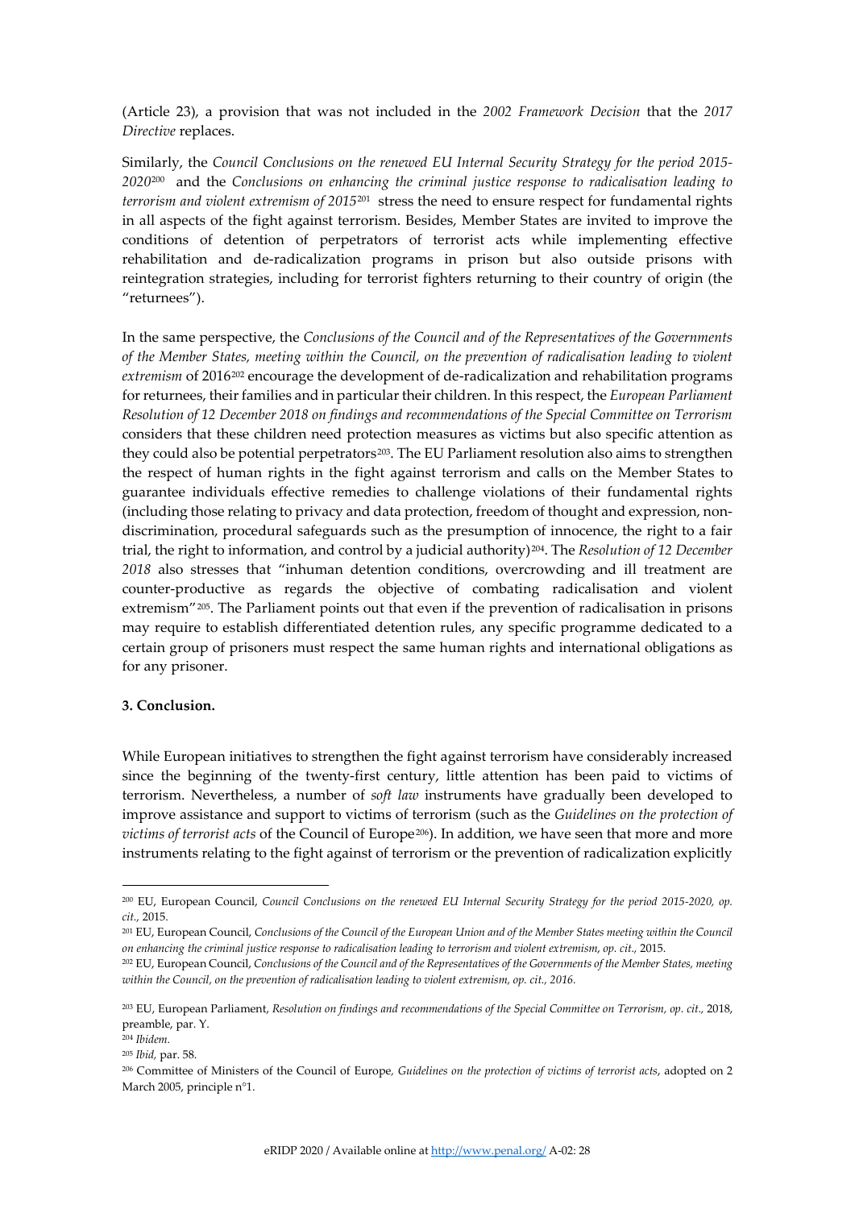(Article 23), a provision that was not included in the *2002 Framework Decision* that the *2017 Directive* replaces.

Similarly, the *Council Conclusions on the renewed EU Internal Security Strategy for the period 2015-2020*[200] and the *Conclusions on enhancing the criminal justice response to radicalisation leading to terrorism and violent extremism of 2015*[201] stress the need to ensure respect for fundamental rights in all aspects of the fight against terrorism. Besides, Member States are invited to improve the conditions of detention of perpetrators of terrorist acts while implementing effective rehabilitation and de-radicalization programs in prison but also outside prisons with reintegration strategies, including for terrorist fighters returning to their country of origin (the "returnees").

In the same perspective, the *Conclusions of the Council and of the Representatives of the Governments of the Member States, meeting within the Council, on the prevention of radicalisation leading to violent extremism* of 2016[202] encourage the development of de-radicalization and rehabilitation programs for returnees, their families and in particular their children. In this respect, the *European Parliament Resolution of 12 December 2018 on findings and recommendations of the Special Committee on Terrorism* considers that these children need protection measures as victims but also specific attention as they could also be potential perpetrators[203]. The EU Parliament resolution also aims to strengthen the respect of human rights in the fight against terrorism and calls on the Member States to guarantee individuals effective remedies to challenge violations of their fundamental rights (including those relating to privacy and data protection, freedom of thought and expression, non-discrimination, procedural safeguards such as the presumption of innocence, the right to a fair trial, the right to information, and control by a judicial authority)[204]. The *Resolution of 12 December 2018* also stresses that "inhuman detention conditions, overcrowding and ill treatment are counter-productive as regards the objective of combating radicalisation and violent extremism"[205]. The Parliament points out that even if the prevention of radicalisation in prisons may require to establish differentiated detention rules, any specific programme dedicated to a certain group of prisoners must respect the same human rights and international obligations as for any prisoner.

### 3. Conclusion.

While European initiatives to strengthen the fight against terrorism have considerably increased since the beginning of the twenty-first century, little attention has been paid to victims of terrorism. Nevertheless, a number of *soft law* instruments have gradually been developed to improve assistance and support to victims of terrorism (such as the *Guidelines on the protection of victims of terrorist acts* of the Council of Europe[206]). In addition, we have seen that more and more instruments relating to the fight against of terrorism or the prevention of radicalization explicitly

---

[200] EU, European Council, *Council Conclusions on the renewed EU Internal Security Strategy for the period 2015-2020, op. cit.,* 2015.

[201] EU, European Council, *Conclusions of the Council of the European Union and of the Member States meeting within the Council on enhancing the criminal justice response to radicalisation leading to terrorism and violent extremism*, *op. cit.,* 2015.

[202] EU, European Council, *Conclusions of the Council and of the Representatives of the Governments of the Member States, meeting within the Council, on the prevention of radicalisation leading to violent extremism, op. cit., 2016.*

[203] EU, European Parliament, *Resolution on findings and recommendations of the Special Committee on Terrorism, op. cit.,* 2018, preamble, par. Y.

[204] *Ibidem.*

[205] *Ibid,* par. 58.

[206] Committee of Ministers of the Council of Europe*, Guidelines on the protection of victims of terrorist acts*, adopted on 2 March 2005, principle n°1.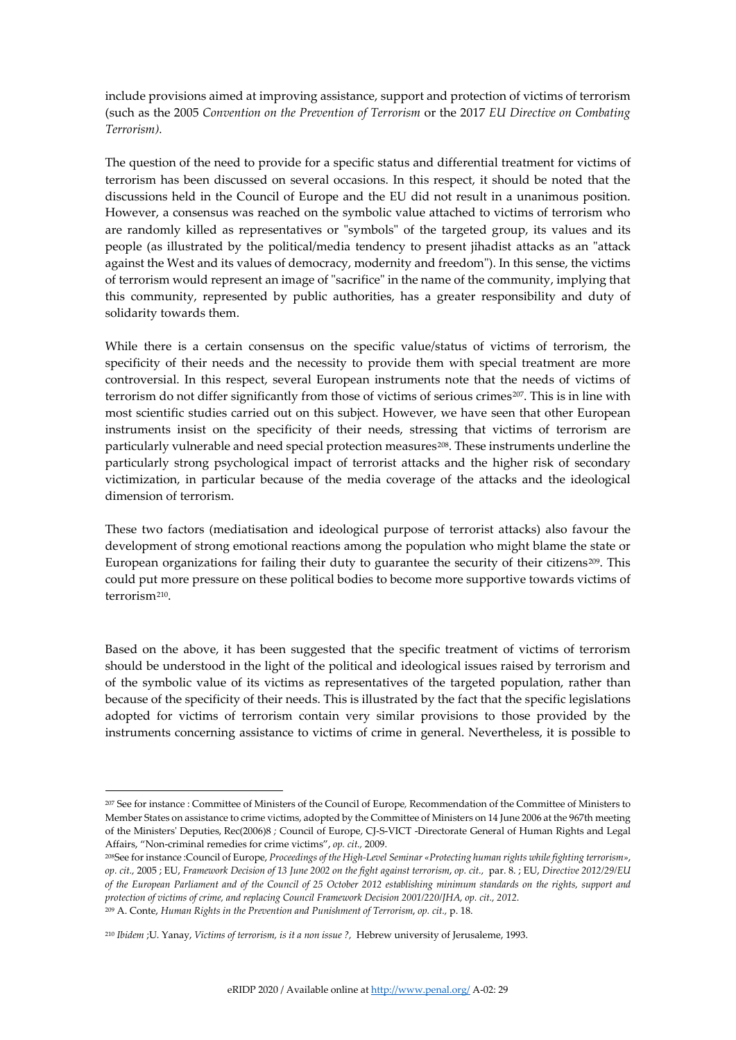include provisions aimed at improving assistance, support and protection of victims of terrorism (such as the 2005 *Convention on the Prevention of Terrorism* or the 2017 *EU Directive on Combating Terrorism).*

The question of the need to provide for a specific status and differential treatment for victims of terrorism has been discussed on several occasions. In this respect, it should be noted that the discussions held in the Council of Europe and the EU did not result in a unanimous position. However, a consensus was reached on the symbolic value attached to victims of terrorism who are randomly killed as representatives or "symbols" of the targeted group, its values and its people (as illustrated by the political/media tendency to present jihadist attacks as an "attack against the West and its values of democracy, modernity and freedom"). In this sense, the victims of terrorism would represent an image of "sacrifice" in the name of the community, implying that this community, represented by public authorities, has a greater responsibility and duty of solidarity towards them.

While there is a certain consensus on the specific value/status of victims of terrorism, the specificity of their needs and the necessity to provide them with special treatment are more controversial. In this respect, several European instruments note that the needs of victims of terrorism do not differ significantly from those of victims of serious crimes[207]. This is in line with most scientific studies carried out on this subject. However, we have seen that other European instruments insist on the specificity of their needs, stressing that victims of terrorism are particularly vulnerable and need special protection measures[208]. These instruments underline the particularly strong psychological impact of terrorist attacks and the higher risk of secondary victimization, in particular because of the media coverage of the attacks and the ideological dimension of terrorism.

These two factors (mediatisation and ideological purpose of terrorist attacks) also favour the development of strong emotional reactions among the population who might blame the state or European organizations for failing their duty to guarantee the security of their citizens[209]. This could put more pressure on these political bodies to become more supportive towards victims of terrorism[210].

Based on the above, it has been suggested that the specific treatment of victims of terrorism should be understood in the light of the political and ideological issues raised by terrorism and of the symbolic value of its victims as representatives of the targeted population, rather than because of the specificity of their needs. This is illustrated by the fact that the specific legislations adopted for victims of terrorism contain very similar provisions to those provided by the instruments concerning assistance to victims of crime in general. Nevertheless, it is possible to

---

[207] See for instance : Committee of Ministers of the Council of Europe, Recommendation of the Committee of Ministers to Member States on assistance to crime victims, adopted by the Committee of Ministers on 14 June 2006 at the 967th meeting of the Ministers' Deputies, Rec(2006)8 ; Council of Europe, CJ-S-VICT -Directorate General of Human Rights and Legal Affairs, "Non-criminal remedies for crime victims", *op. cit.,* 2009.

[208] See for instance :Council of Europe, *Proceedings of the High-Level Seminar «Protecting human rights while fighting terrorism»*, *op. cit.*, 2005 ; EU, *Framework Decision of 13 June 2002 on the fight against terrorism*, *op. cit.,* par. 8. ; EU, *Directive 2012/29/EU of the European Parliament and of the Council of 25 October 2012 establishing minimum standards on the rights, support and protection of victims of crime, and replacing Council Framework Decision 2001/220/JHA, op. cit., 2012.*

[209] A. Conte, *Human Rights in the Prevention and Punishment of Terrorism*, *op. cit.,* p. 18.

[210] *Ibidem* ;U. Yanay, *Victims of terrorism, is it a non issue ?*, Hebrew university of Jerusaleme, 1993.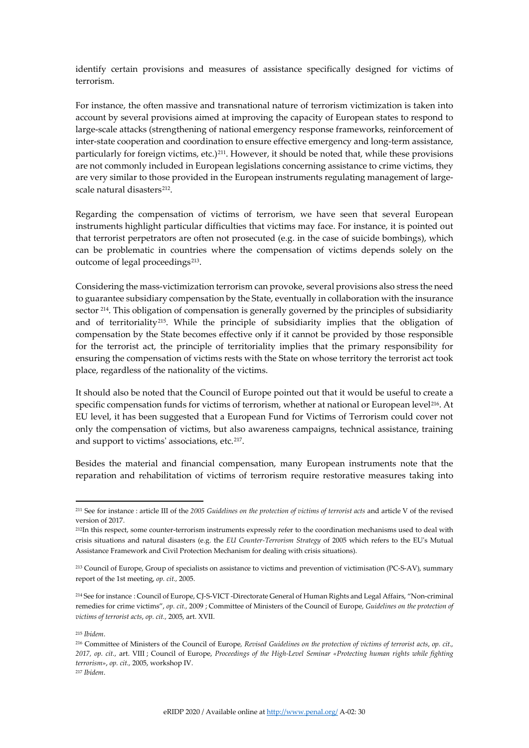identify certain provisions and measures of assistance specifically designed for victims of terrorism.

For instance, the often massive and transnational nature of terrorism victimization is taken into account by several provisions aimed at improving the capacity of European states to respond to large-scale attacks (strengthening of national emergency response frameworks, reinforcement of inter-state cooperation and coordination to ensure effective emergency and long-term assistance, particularly for foreign victims, etc.)[211]. However, it should be noted that, while these provisions are not commonly included in European legislations concerning assistance to crime victims, they are very similar to those provided in the European instruments regulating management of large-scale natural disasters[212].

Regarding the compensation of victims of terrorism, we have seen that several European instruments highlight particular difficulties that victims may face. For instance, it is pointed out that terrorist perpetrators are often not prosecuted (e.g. in the case of suicide bombings), which can be problematic in countries where the compensation of victims depends solely on the outcome of legal proceedings[213].

Considering the mass-victimization terrorism can provoke, several provisions also stress the need to guarantee subsidiary compensation by the State, eventually in collaboration with the insurance sector [214]. This obligation of compensation is generally governed by the principles of subsidiarity and of territoriality[215]. While the principle of subsidiarity implies that the obligation of compensation by the State becomes effective only if it cannot be provided by those responsible for the terrorist act, the principle of territoriality implies that the primary responsibility for ensuring the compensation of victims rests with the State on whose territory the terrorist act took place, regardless of the nationality of the victims.

It should also be noted that the Council of Europe pointed out that it would be useful to create a specific compensation funds for victims of terrorism, whether at national or European level[216]. At EU level, it has been suggested that a European Fund for Victims of Terrorism could cover not only the compensation of victims, but also awareness campaigns, technical assistance, training and support to victims' associations, etc.[217].

Besides the material and financial compensation, many European instruments note that the reparation and rehabilitation of victims of terrorism require restorative measures taking into

---

[211] See for instance : article III of the *2005 Guidelines on the protection of victims of terrorist acts* and article V of the revised version of 2017.

[212] In this respect, some counter-terrorism instruments expressly refer to the coordination mechanisms used to deal with crisis situations and natural disasters (e.g. the *EU Counter-Terrorism Strategy* of 2005 which refers to the EU's Mutual Assistance Framework and Civil Protection Mechanism for dealing with crisis situations).

[213] Council of Europe, Group of specialists on assistance to victims and prevention of victimisation (PC-S-AV), summary report of the 1st meeting, *op. cit.,* 2005.

[214] See for instance : Council of Europe, CJ-S-VICT -Directorate General of Human Rights and Legal Affairs, "Non-criminal remedies for crime victims", *op. cit.,* 2009 ; Committee of Ministers of the Council of Europe, *Guidelines on the protection of victims of terrorist acts*, *op. cit.,* 2005, art. XVII.

[215] *Ibidem*.

[216] Committee of Ministers of the Council of Europe, *Revised Guidelines on the protection of victims of terrorist acts*, *op. cit., 2017, op. cit.,* art. VIII ; Council of Europe, *Proceedings of the High-Level Seminar «Protecting human rights while fighting terrorism»*, *op. cit.,* 2005, workshop IV.

[217] *Ibidem*.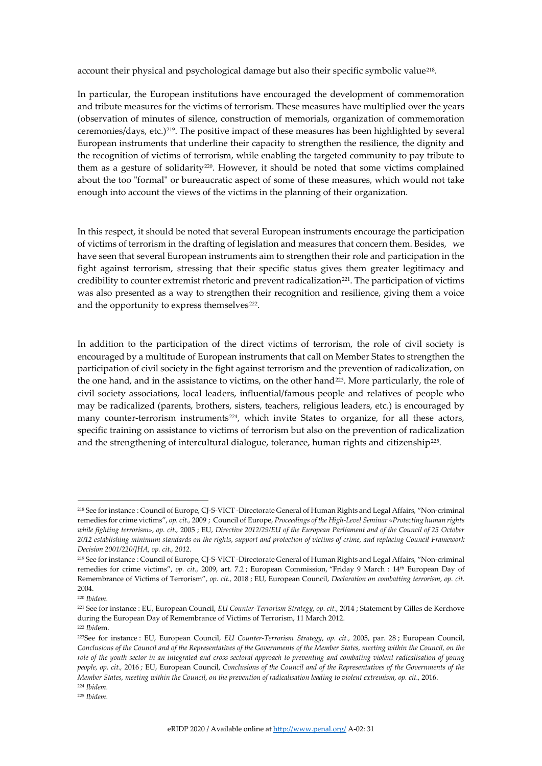account their physical and psychological damage but also their specific symbolic value[218].

In particular, the European institutions have encouraged the development of commemoration and tribute measures for the victims of terrorism. These measures have multiplied over the years (observation of minutes of silence, construction of memorials, organization of commemoration ceremonies/days, etc.)[219]. The positive impact of these measures has been highlighted by several European instruments that underline their capacity to strengthen the resilience, the dignity and the recognition of victims of terrorism, while enabling the targeted community to pay tribute to them as a gesture of solidarity[220]. However, it should be noted that some victims complained about the too "formal" or bureaucratic aspect of some of these measures, which would not take enough into account the views of the victims in the planning of their organization.

In this respect, it should be noted that several European instruments encourage the participation of victims of terrorism in the drafting of legislation and measures that concern them. Besides, we have seen that several European instruments aim to strengthen their role and participation in the fight against terrorism, stressing that their specific status gives them greater legitimacy and credibility to counter extremist rhetoric and prevent radicalization[221]. The participation of victims was also presented as a way to strengthen their recognition and resilience, giving them a voice and the opportunity to express themselves[222].

In addition to the participation of the direct victims of terrorism, the role of civil society is encouraged by a multitude of European instruments that call on Member States to strengthen the participation of civil society in the fight against terrorism and the prevention of radicalization, on the one hand, and in the assistance to victims, on the other hand[223]. More particularly, the role of civil society associations, local leaders, influential/famous people and relatives of people who may be radicalized (parents, brothers, sisters, teachers, religious leaders, etc.) is encouraged by many counter-terrorism instruments[224], which invite States to organize, for all these actors, specific training on assistance to victims of terrorism but also on the prevention of radicalization and the strengthening of intercultural dialogue, tolerance, human rights and citizenship[225].

---

[218] See for instance : Council of Europe, CJ-S-VICT -Directorate General of Human Rights and Legal Affairs, "Non-criminal remedies for crime victims", *op. cit.,* 2009 ; Council of Europe, *Proceedings of the High-Level Seminar «Protecting human rights while fighting terrorism»*, *op. cit.,* 2005 ; EU, *Directive 2012/29/EU of the European Parliament and of the Council of 25 October 2012 establishing minimum standards on the rights, support and protection of victims of crime, and replacing Council Framework Decision 2001/220/JHA, op. cit., 2012*.

[219] See for instance : Council of Europe, CJ-S-VICT -Directorate General of Human Rights and Legal Affairs, "Non-criminal remedies for crime victims", *op. cit.,* 2009, art. 7.2 ; European Commission, "Friday 9 March : 14th European Day of Remembrance of Victims of Terrorism", *op. cit.,* 2018 ; EU, European Council, *Declaration on combatting terrorism, op. cit.* 2004.

[220] *Ibidem.*

[221] See for instance : EU, European Council, *EU Counter-Terrorism Strategy*, *op. cit.,* 2014 ; Statement by Gilles de Kerchove during the European Day of Remembrance of Victims of Terrorism, 11 March 2012.

[222] *Ibid*em.

[223] See for instance : EU, European Council, *EU Counter-Terrorism Strategy*, *op. cit.,* 2005, par. 28 ; European Council, *Conclusions of the Council and of the Representatives of the Governments of the Member States, meeting within the Council, on the role of the youth sector in an integrated and cross-sectoral approach to preventing and combating violent radicalisation of young people, op. cit.,* 2016 ; EU, European Council, *Conclusions of the Council and of the Representatives of the Governments of the Member States, meeting within the Council, on the prevention of radicalisation leading to violent extremism, op. cit.,* 2016.

[224] *Ibidem.*

[225] *Ibidem.*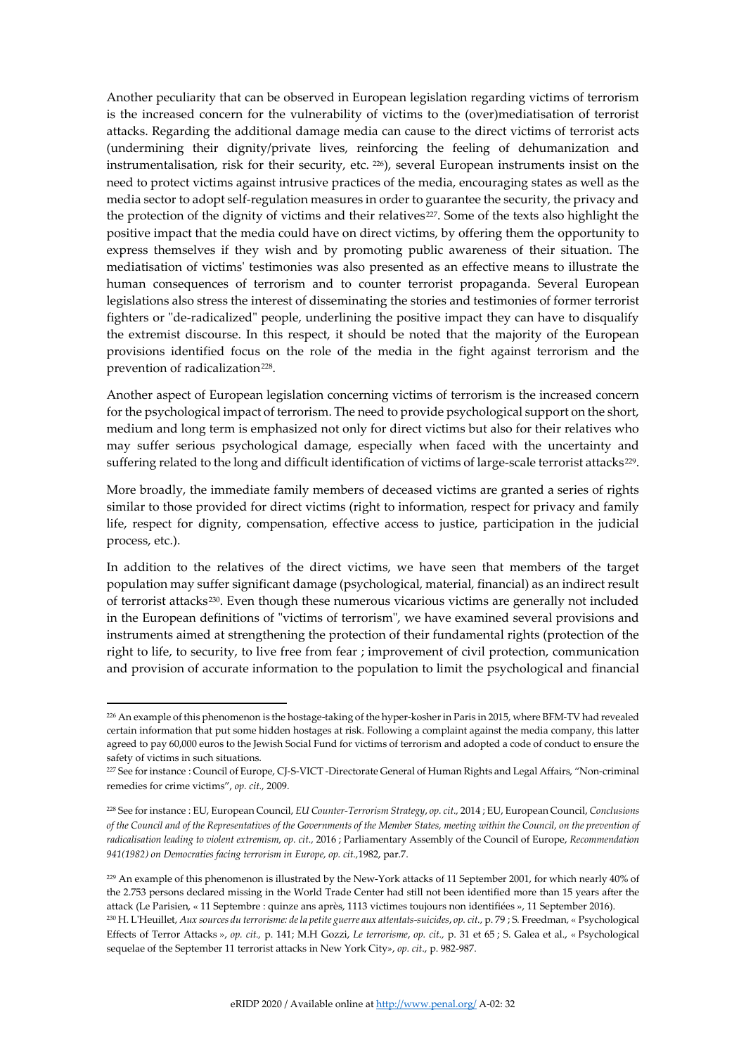Another peculiarity that can be observed in European legislation regarding victims of terrorism is the increased concern for the vulnerability of victims to the (over)mediatisation of terrorist attacks. Regarding the additional damage media can cause to the direct victims of terrorist acts (undermining their dignity/private lives, reinforcing the feeling of dehumanization and instrumentalisation, risk for their security, etc. [226]), several European instruments insist on the need to protect victims against intrusive practices of the media, encouraging states as well as the media sector to adopt self-regulation measures in order to guarantee the security, the privacy and the protection of the dignity of victims and their relatives[227]. Some of the texts also highlight the positive impact that the media could have on direct victims, by offering them the opportunity to express themselves if they wish and by promoting public awareness of their situation. The mediatisation of victims' testimonies was also presented as an effective means to illustrate the human consequences of terrorism and to counter terrorist propaganda. Several European legislations also stress the interest of disseminating the stories and testimonies of former terrorist fighters or "de-radicalized" people, underlining the positive impact they can have to disqualify the extremist discourse. In this respect, it should be noted that the majority of the European provisions identified focus on the role of the media in the fight against terrorism and the prevention of radicalization[228].

Another aspect of European legislation concerning victims of terrorism is the increased concern for the psychological impact of terrorism. The need to provide psychological support on the short, medium and long term is emphasized not only for direct victims but also for their relatives who may suffer serious psychological damage, especially when faced with the uncertainty and suffering related to the long and difficult identification of victims of large-scale terrorist attacks[229].

More broadly, the immediate family members of deceased victims are granted a series of rights similar to those provided for direct victims (right to information, respect for privacy and family life, respect for dignity, compensation, effective access to justice, participation in the judicial process, etc.).

In addition to the relatives of the direct victims, we have seen that members of the target population may suffer significant damage (psychological, material, financial) as an indirect result of terrorist attacks[230]. Even though these numerous vicarious victims are generally not included in the European definitions of "victims of terrorism", we have examined several provisions and instruments aimed at strengthening the protection of their fundamental rights (protection of the right to life, to security, to live free from fear ; improvement of civil protection, communication and provision of accurate information to the population to limit the psychological and financial

---

[226] An example of this phenomenon is the hostage-taking of the hyper-kosher in Paris in 2015, where BFM-TV had revealed certain information that put some hidden hostages at risk. Following a complaint against the media company, this latter agreed to pay 60,000 euros to the Jewish Social Fund for victims of terrorism and adopted a code of conduct to ensure the safety of victims in such situations.

[227] See for instance : Council of Europe, CJ-S-VICT -Directorate General of Human Rights and Legal Affairs, "Non-criminal remedies for crime victims", *op. cit.,* 2009.

[228] See for instance : EU, European Council, *EU Counter-Terrorism Strategy*, *op. cit.,* 2014 ; EU, European Council, *Conclusions of the Council and of the Representatives of the Governments of the Member States, meeting within the Council, on the prevention of radicalisation leading to violent extremism, op. cit.,* 2016 ; Parliamentary Assembly of the Council of Europe, *Recommendation 941(1982) on Democracies facing terrorism in Europe, op. cit.*,1982, par.7.

[229] An example of this phenomenon is illustrated by the New-York attacks of 11 September 2001, for which nearly 40% of the 2.753 persons declared missing in the World Trade Center had still not been identified more than 15 years after the attack (Le Parisien, « 11 Septembre : quinze ans après, 1113 victimes toujours non identifiées », 11 September 2016).

[230] H. L'Heuillet, *Aux sources du terrorisme: de la petite guerre aux attentats-suicides*, *op. cit.,* p. 79 ; S. Freedman, « Psychological Effects of Terror Attacks », *op. cit.,* p. 141; M.H Gozzi, *Le terrorisme*, *op. cit.,* p. 31 et 65 ; S. Galea et al., « Psychological sequelae of the September 11 terrorist attacks in New York City», *op. cit*., p. 982-987.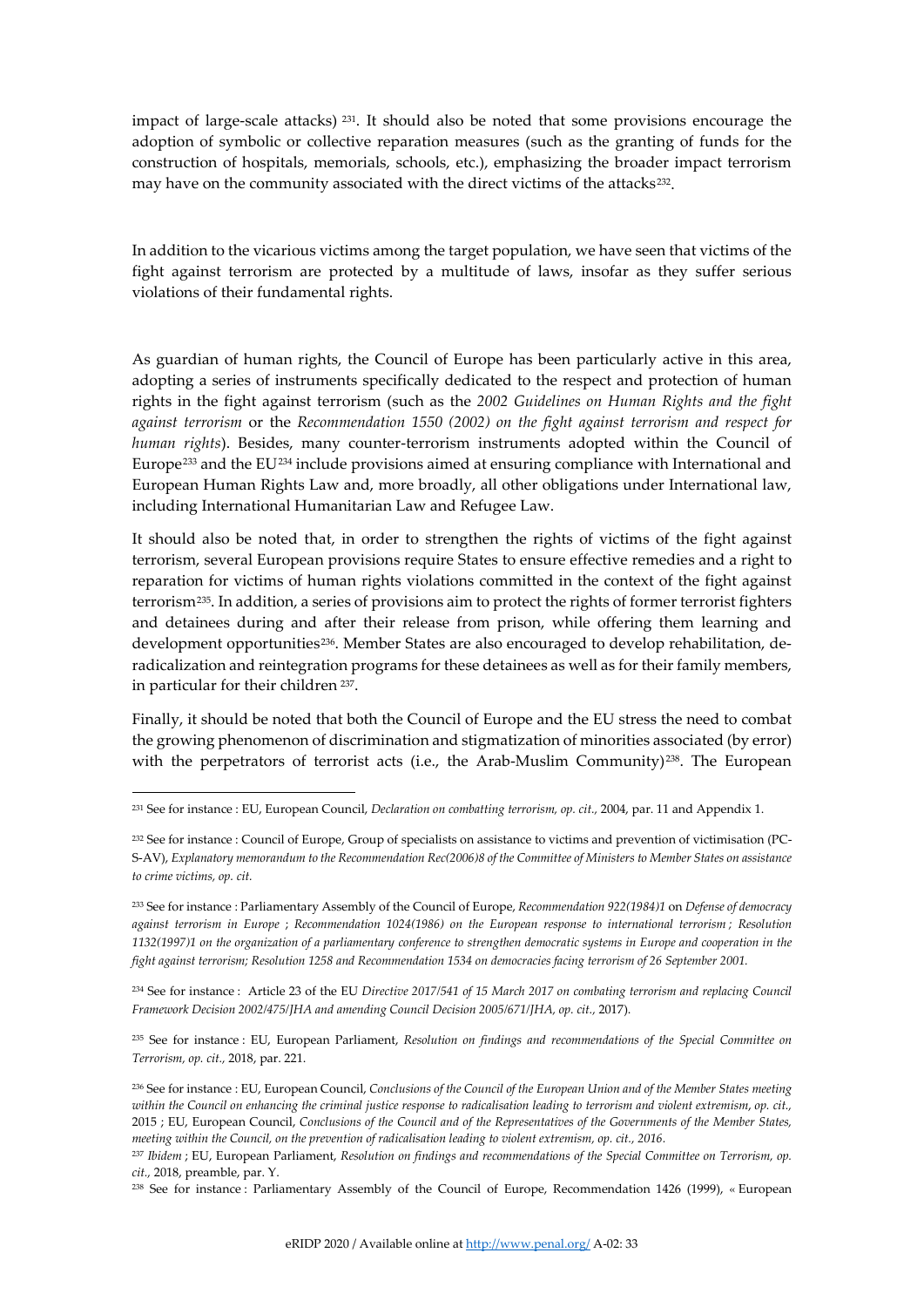impact of large-scale attacks) [231]. It should also be noted that some provisions encourage the adoption of symbolic or collective reparation measures (such as the granting of funds for the construction of hospitals, memorials, schools, etc.), emphasizing the broader impact terrorism may have on the community associated with the direct victims of the attacks[232].

In addition to the vicarious victims among the target population, we have seen that victims of the fight against terrorism are protected by a multitude of laws, insofar as they suffer serious violations of their fundamental rights.

As guardian of human rights, the Council of Europe has been particularly active in this area, adopting a series of instruments specifically dedicated to the respect and protection of human rights in the fight against terrorism (such as the *2002 Guidelines on Human Rights and the fight against terrorism* or the *Recommendation 1550 (2002) on the fight against terrorism and respect for human rights*). Besides, many counter-terrorism instruments adopted within the Council of Europe[233] and the EU[234] include provisions aimed at ensuring compliance with International and European Human Rights Law and, more broadly, all other obligations under International law, including International Humanitarian Law and Refugee Law.

It should also be noted that, in order to strengthen the rights of victims of the fight against terrorism, several European provisions require States to ensure effective remedies and a right to reparation for victims of human rights violations committed in the context of the fight against terrorism[235]. In addition, a series of provisions aim to protect the rights of former terrorist fighters and detainees during and after their release from prison, while offering them learning and development opportunities[236]. Member States are also encouraged to develop rehabilitation, de-radicalization and reintegration programs for these detainees as well as for their family members, in particular for their children [237].

Finally, it should be noted that both the Council of Europe and the EU stress the need to combat the growing phenomenon of discrimination and stigmatization of minorities associated (by error) with the perpetrators of terrorist acts (i.e., the Arab-Muslim Community)[238]. The European

---

[231] See for instance : EU, European Council, *Declaration on combatting terrorism, op. cit.,* 2004, par. 11 and Appendix 1.

[232] See for instance : Council of Europe, Group of specialists on assistance to victims and prevention of victimisation (PC-S-AV), *Explanatory memorandum to the Recommendation Rec(2006)8 of the Committee of Ministers to Member States on assistance to crime victims, op. cit.*

[233] See for instance : Parliamentary Assembly of the Council of Europe, *Recommendation 922(1984)1* on *Defense of democracy against terrorism in Europe ; Recommendation 1024(1986) on the European response to international terrorism ; Resolution 1132(1997)1 on the organization of a parliamentary conference to strengthen democratic systems in Europe and cooperation in the fight against terrorism; Resolution 1258 and Recommendation 1534 on democracies facing terrorism of 26 September 2001.*

[234] See for instance : Article 23 of the EU *Directive 2017/541 of 15 March 2017 on combating terrorism and replacing Council Framework Decision 2002/475/JHA and amending Council Decision 2005/671/JHA, op. cit.,* 2017).

[235] See for instance : EU, European Parliament, *Resolution on findings and recommendations of the Special Committee on Terrorism, op. cit.,* 2018, par. 221.

[236] See for instance : EU, European Council, *Conclusions of the Council of the European Union and of the Member States meeting within the Council on enhancing the criminal justice response to radicalisation leading to terrorism and violent extremism, op. cit.,* 2015 ; EU, European Council, *Conclusions of the Council and of the Representatives of the Governments of the Member States, meeting within the Council, on the prevention of radicalisation leading to violent extremism, op. cit., 2016.*

[237] *Ibidem* ; EU, European Parliament, *Resolution on findings and recommendations of the Special Committee on Terrorism, op. cit.,* 2018, preamble, par. Y.

[238] See for instance : Parliamentary Assembly of the Council of Europe, Recommendation 1426 (1999), « European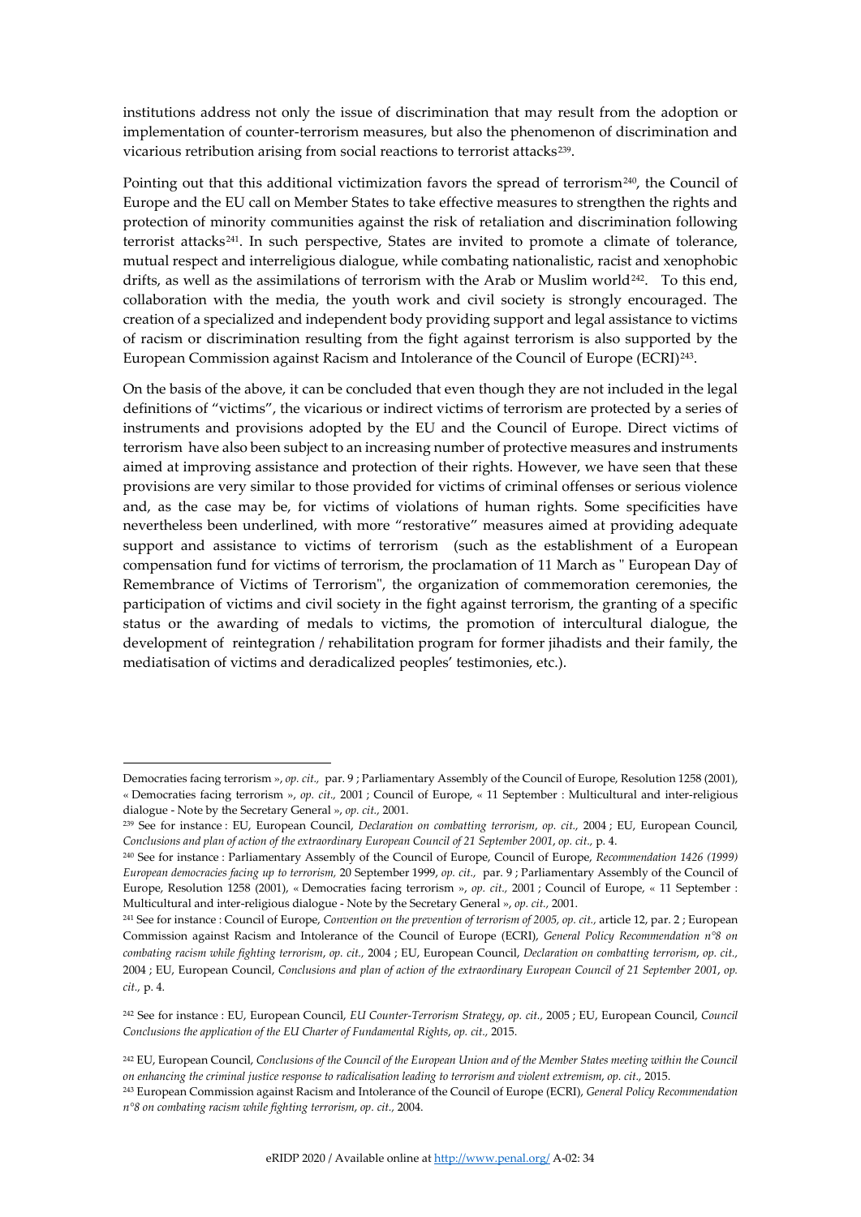institutions address not only the issue of discrimination that may result from the adoption or implementation of counter-terrorism measures, but also the phenomenon of discrimination and vicarious retribution arising from social reactions to terrorist attacks[239].

Pointing out that this additional victimization favors the spread of terrorism[240], the Council of Europe and the EU call on Member States to take effective measures to strengthen the rights and protection of minority communities against the risk of retaliation and discrimination following terrorist attacks[241]. In such perspective, States are invited to promote a climate of tolerance, mutual respect and interreligious dialogue, while combating nationalistic, racist and xenophobic drifts, as well as the assimilations of terrorism with the Arab or Muslim world[242]. To this end, collaboration with the media, the youth work and civil society is strongly encouraged. The creation of a specialized and independent body providing support and legal assistance to victims of racism or discrimination resulting from the fight against terrorism is also supported by the European Commission against Racism and Intolerance of the Council of Europe (ECRI)[243].

On the basis of the above, it can be concluded that even though they are not included in the legal definitions of "victims", the vicarious or indirect victims of terrorism are protected by a series of instruments and provisions adopted by the EU and the Council of Europe. Direct victims of terrorism have also been subject to an increasing number of protective measures and instruments aimed at improving assistance and protection of their rights. However, we have seen that these provisions are very similar to those provided for victims of criminal offenses or serious violence and, as the case may be, for victims of violations of human rights. Some specificities have nevertheless been underlined, with more "restorative" measures aimed at providing adequate support and assistance to victims of terrorism (such as the establishment of a European compensation fund for victims of terrorism, the proclamation of 11 March as " European Day of Remembrance of Victims of Terrorism", the organization of commemoration ceremonies, the participation of victims and civil society in the fight against terrorism, the granting of a specific status or the awarding of medals to victims, the promotion of intercultural dialogue, the development of reintegration / rehabilitation program for former jihadists and their family, the mediatisation of victims and deradicalized peoples' testimonies, etc.).

---

Democraties facing terrorism », *op. cit.,* par. 9 ; Parliamentary Assembly of the Council of Europe, Resolution 1258 (2001), « Democraties facing terrorism », *op. cit.,* 2001 ; Council of Europe, « 11 September : Multicultural and inter-religious dialogue - Note by the Secretary General », *op. cit.,* 2001.

[239] See for instance : EU, European Council, *Declaration on combatting terrorism*, *op. cit.,* 2004 ; EU, European Council, *Conclusions and plan of action of the extraordinary European Council of 21 September 2001*, *op. cit.,* p. 4.

[240] See for instance : Parliamentary Assembly of the Council of Europe, Council of Europe, *Recommendation 1426 (1999) European democracies facing up to terrorism,* 20 September 1999, *op. cit.,* par. 9 ; Parliamentary Assembly of the Council of Europe, Resolution 1258 (2001), « Democraties facing terrorism », *op. cit.,* 2001 ; Council of Europe, « 11 September : Multicultural and inter-religious dialogue - Note by the Secretary General », *op. cit.,* 2001.

[241] See for instance : Council of Europe, *Convention on the prevention of terrorism of 2005, op. cit.,* article 12, par. 2 ; European Commission against Racism and Intolerance of the Council of Europe (ECRI), *General Policy Recommendation n°8 on combating racism while fighting terrorism*, *op. cit.,* 2004 ; EU, European Council, *Declaration on combatting terrorism*, *op. cit.,* 2004 ; EU, European Council, *Conclusions and plan of action of the extraordinary European Council of 21 September 2001*, *op. cit.,* p. 4.

[242] See for instance : EU, European Council, *EU Counter-Terrorism Strategy*, *op. cit.,* 2005 ; EU, European Council, *Council Conclusions the application of the EU Charter of Fundamental Rights*, *op. cit.,* 2015.

[242] EU, European Council, *Conclusions of the Council of the European Union and of the Member States meeting within the Council on enhancing the criminal justice response to radicalisation leading to terrorism and violent extremism*, *op. cit.,* 2015.

[243] European Commission against Racism and Intolerance of the Council of Europe (ECRI), *General Policy Recommendation n°8 on combating racism while fighting terrorism*, *op. cit.,* 2004.